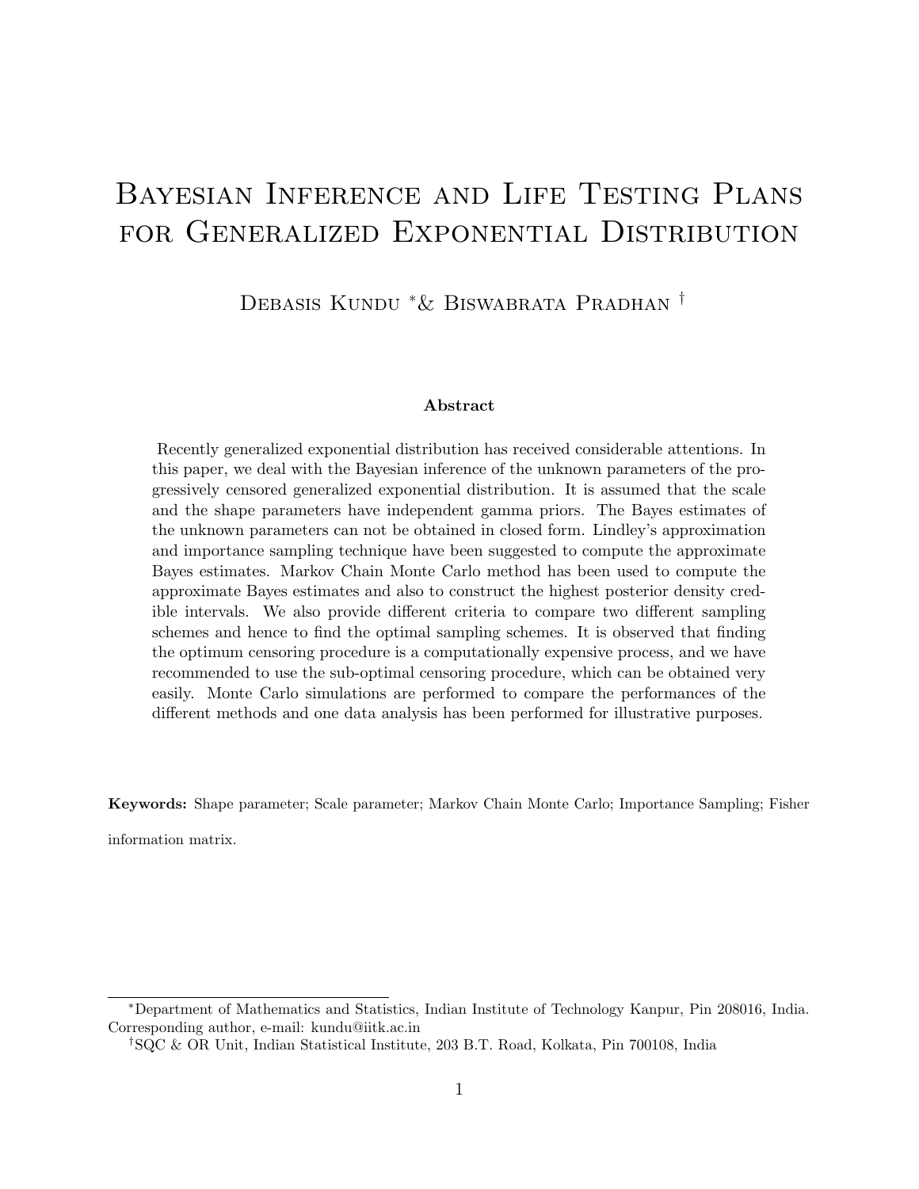# Bayesian Inference and Life Testing Plans for Generalized Exponential Distribution

Debasis Kundu [*] & Biswabrata Pradhan [†]

### Abstract

Recently generalized exponential distribution has received considerable attentions. In this paper, we deal with the Bayesian inference of the unknown parameters of the progressively censored generalized exponential distribution. It is assumed that the scale and the shape parameters have independent gamma priors. The Bayes estimates of the unknown parameters can not be obtained in closed form. Lindley's approximation and importance sampling technique have been suggested to compute the approximate Bayes estimates. Markov Chain Monte Carlo method has been used to compute the approximate Bayes estimates and also to construct the highest posterior density credible intervals. We also provide different criteria to compare two different sampling schemes and hence to find the optimal sampling schemes. It is observed that finding the optimum censoring procedure is a computationally expensive process, and we have recommended to use the sub-optimal censoring procedure, which can be obtained very easily. Monte Carlo simulations are performed to compare the performances of the different methods and one data analysis has been performed for illustrative purposes.

**Keywords:** Shape parameter; Scale parameter; Markov Chain Monte Carlo; Importance Sampling; Fisher information matrix.

[*] Department of Mathematics and Statistics, Indian Institute of Technology Kanpur, Pin 208016, India. Corresponding author, e-mail: kundu@iitk.ac.in

[†] SQC & OR Unit, Indian Statistical Institute, 203 B.T. Road, Kolkata, Pin 700108, India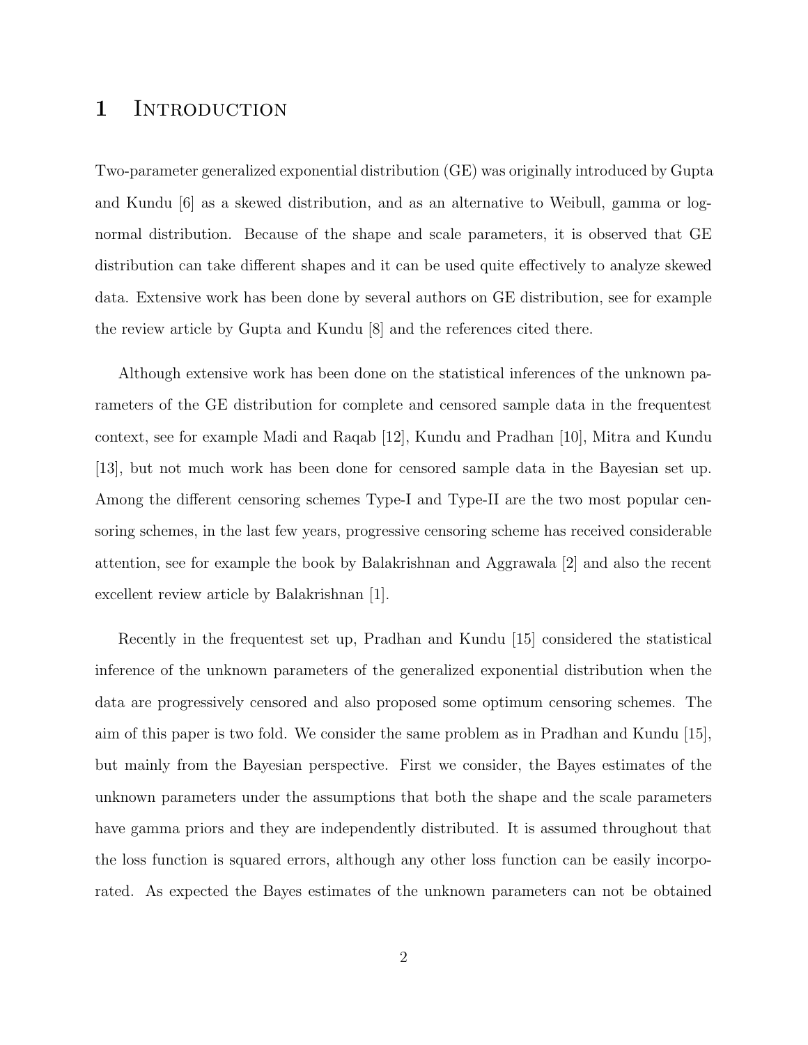# 1 Introduction

Two-parameter generalized exponential distribution (GE) was originally introduced by Gupta and Kundu [6] as a skewed distribution, and as an alternative to Weibull, gamma or log-normal distribution. Because of the shape and scale parameters, it is observed that GE distribution can take different shapes and it can be used quite effectively to analyze skewed data. Extensive work has been done by several authors on GE distribution, see for example the review article by Gupta and Kundu [8] and the references cited there.

Although extensive work has been done on the statistical inferences of the unknown parameters of the GE distribution for complete and censored sample data in the frequentest context, see for example Madi and Raqab [12], Kundu and Pradhan [10], Mitra and Kundu [13], but not much work has been done for censored sample data in the Bayesian set up. Among the different censoring schemes Type-I and Type-II are the two most popular censoring schemes, in the last few years, progressive censoring scheme has received considerable attention, see for example the book by Balakrishnan and Aggrawala [2] and also the recent excellent review article by Balakrishnan [1].

Recently in the frequentest set up, Pradhan and Kundu [15] considered the statistical inference of the unknown parameters of the generalized exponential distribution when the data are progressively censored and also proposed some optimum censoring schemes. The aim of this paper is two fold. We consider the same problem as in Pradhan and Kundu [15], but mainly from the Bayesian perspective. First we consider, the Bayes estimates of the unknown parameters under the assumptions that both the shape and the scale parameters have gamma priors and they are independently distributed. It is assumed throughout that the loss function is squared errors, although any other loss function can be easily incorporated. As expected the Bayes estimates of the unknown parameters can not be obtained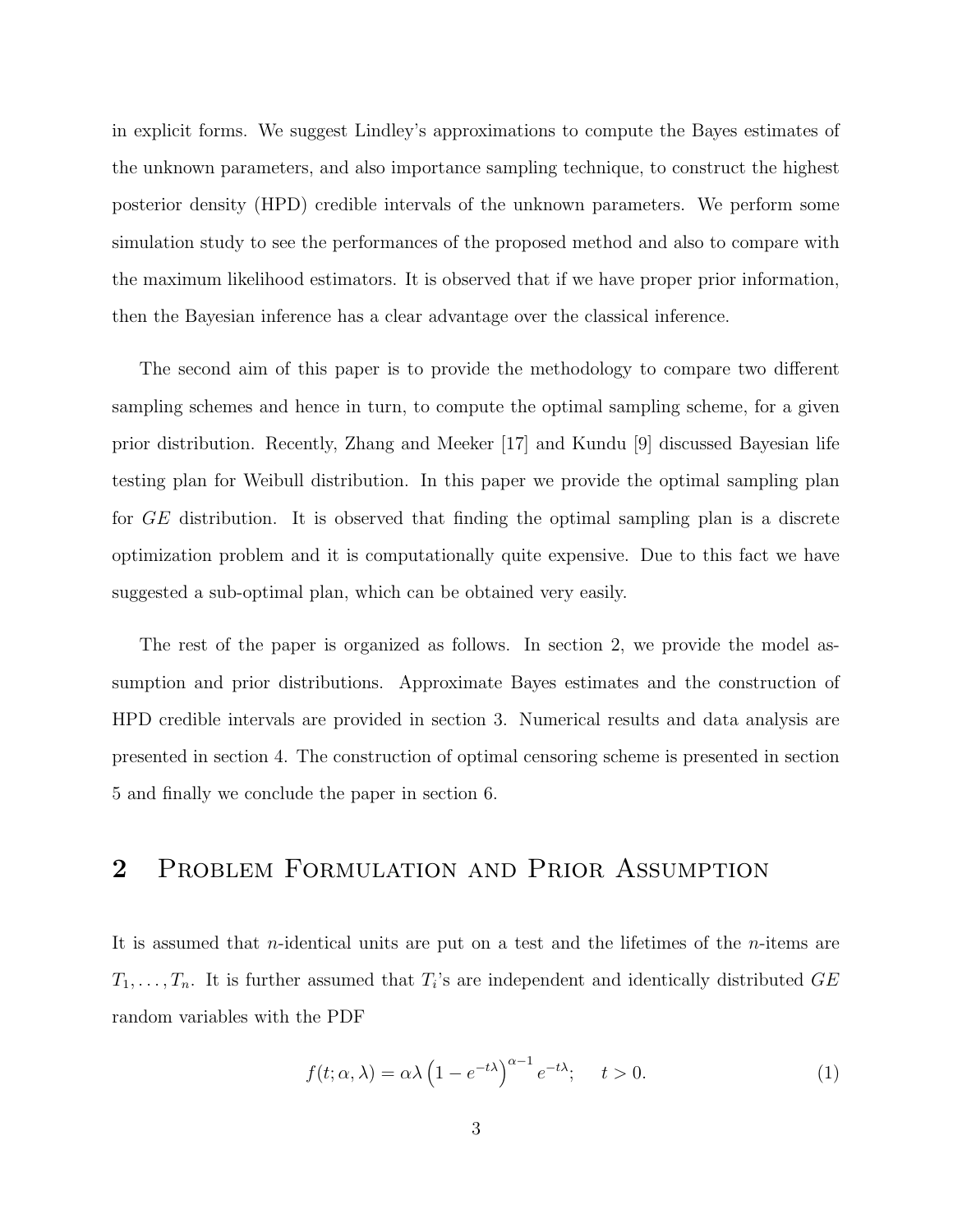in explicit forms. We suggest Lindley's approximations to compute the Bayes estimates of the unknown parameters, and also importance sampling technique, to construct the highest posterior density (HPD) credible intervals of the unknown parameters. We perform some simulation study to see the performances of the proposed method and also to compare with the maximum likelihood estimators. It is observed that if we have proper prior information, then the Bayesian inference has a clear advantage over the classical inference.

The second aim of this paper is to provide the methodology to compare two different sampling schemes and hence in turn, to compute the optimal sampling scheme, for a given prior distribution. Recently, Zhang and Meeker [17] and Kundu [9] discussed Bayesian life testing plan for Weibull distribution. In this paper we provide the optimal sampling plan for $GE$ distribution. It is observed that finding the optimal sampling plan is a discrete optimization problem and it is computationally quite expensive. Due to this fact we have suggested a sub-optimal plan, which can be obtained very easily.

The rest of the paper is organized as follows. In section 2, we provide the model assumption and prior distributions. Approximate Bayes estimates and the construction of HPD credible intervals are provided in section 3. Numerical results and data analysis are presented in section 4. The construction of optimal censoring scheme is presented in section 5 and finally we conclude the paper in section 6.

## 2 Problem Formulation and Prior Assumption

It is assumed that $n$-identical units are put on a test and the lifetimes of the $n$-items are $T_1, \ldots, T_n$. It is further assumed that $T_i$'s are independent and identically distributed $GE$ random variables with the PDF

$$f(t; \alpha, \lambda) = \alpha\lambda \left(1 - e^{-t\lambda}\right)^{\alpha-1} e^{-t\lambda}; \quad t > 0. \tag{1}$$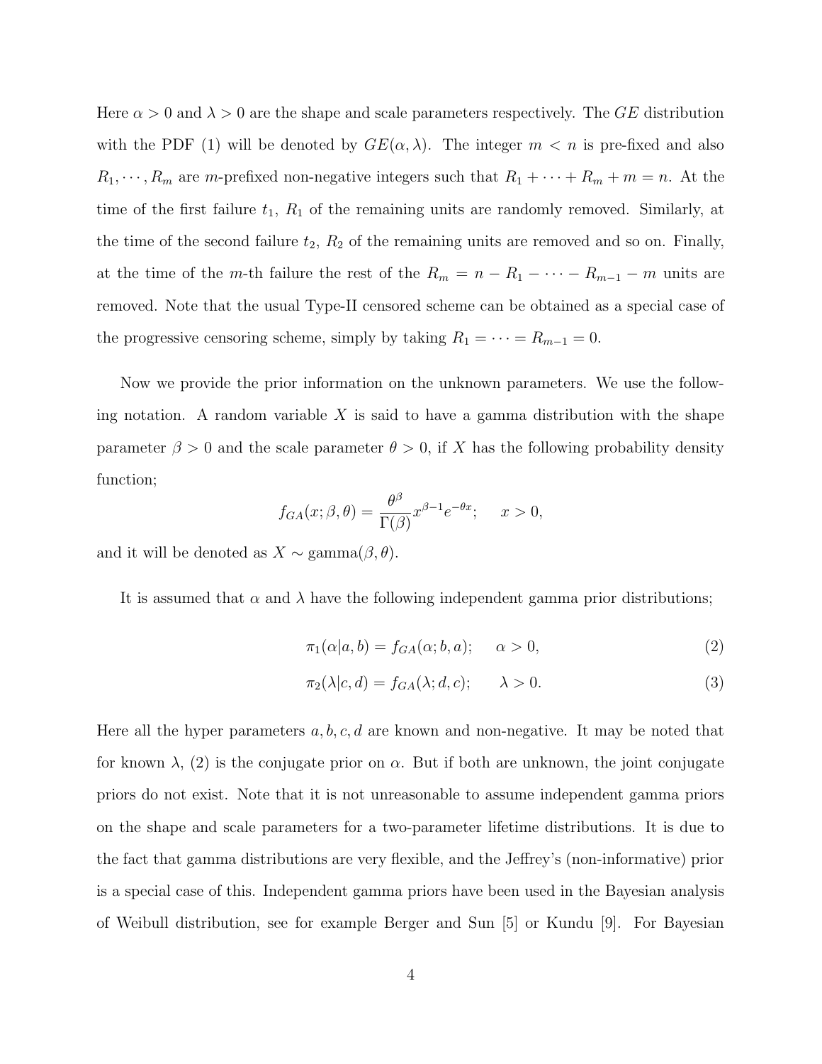Here $\alpha > 0$ and $\lambda > 0$ are the shape and scale parameters respectively. The $GE$ distribution with the PDF (1) will be denoted by $GE(\alpha, \lambda)$. The integer $m < n$ is pre-fixed and also $R_1, \cdots, R_m$ are $m$-prefixed non-negative integers such that $R_1 + \cdots + R_m + m = n$. At the time of the first failure $t_1$, $R_1$ of the remaining units are randomly removed. Similarly, at the time of the second failure $t_2$, $R_2$ of the remaining units are removed and so on. Finally, at the time of the $m$-th failure the rest of the $R_m = n - R_1 - \cdots - R_{m-1} - m$ units are removed. Note that the usual Type-II censored scheme can be obtained as a special case of the progressive censoring scheme, simply by taking $R_1 = \cdots = R_{m-1} = 0$.

Now we provide the prior information on the unknown parameters. We use the following notation. A random variable $X$ is said to have a gamma distribution with the shape parameter $\beta > 0$ and the scale parameter $\theta > 0$, if $X$ has the following probability density function;

$$f_{GA}(x; \beta, \theta) = \frac{\theta^\beta}{\Gamma(\beta)} x^{\beta-1} e^{-\theta x}; \quad x > 0,$$

and it will be denoted as $X \sim \text{gamma}(\beta, \theta)$.

It is assumed that $\alpha$ and $\lambda$ have the following independent gamma prior distributions;

$$\pi_1(\alpha | a, b) = f_{GA}(\alpha; b, a); \quad \alpha > 0, \tag{2}$$

$$\pi_2(\lambda | c, d) = f_{GA}(\lambda; d, c); \quad \lambda > 0. \tag{3}$$

Here all the hyper parameters $a, b, c, d$ are known and non-negative. It may be noted that for known $\lambda$, (2) is the conjugate prior on $\alpha$. But if both are unknown, the joint conjugate priors do not exist. Note that it is not unreasonable to assume independent gamma priors on the shape and scale parameters for a two-parameter lifetime distributions. It is due to the fact that gamma distributions are very flexible, and the Jeffrey's (non-informative) prior is a special case of this. Independent gamma priors have been used in the Bayesian analysis of Weibull distribution, see for example Berger and Sun [5] or Kundu [9]. For Bayesian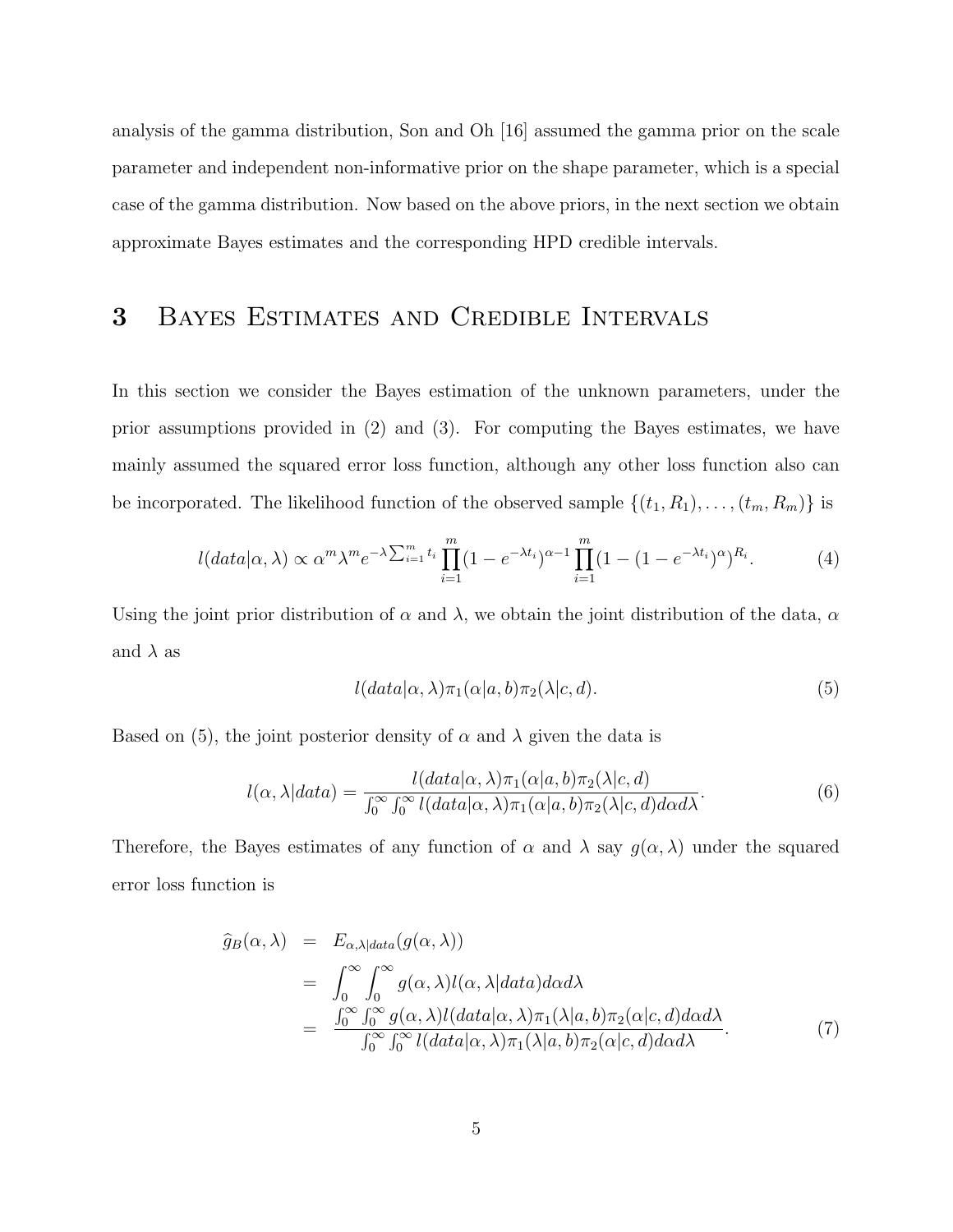analysis of the gamma distribution, Son and Oh [16] assumed the gamma prior on the scale parameter and independent non-informative prior on the shape parameter, which is a special case of the gamma distribution. Now based on the above priors, in the next section we obtain approximate Bayes estimates and the corresponding HPD credible intervals.

# 3 Bayes Estimates and Credible Intervals

In this section we consider the Bayes estimation of the unknown parameters, under the prior assumptions provided in (2) and (3). For computing the Bayes estimates, we have mainly assumed the squared error loss function, although any other loss function also can be incorporated. The likelihood function of the observed sample $\{(t_1, R_1), \ldots, (t_m, R_m)\}$ is

$$l(data|\alpha, \lambda) \propto \alpha^m \lambda^m e^{-\lambda \sum_{i=1}^m t_i} \prod_{i=1}^m (1 - e^{-\lambda t_i})^{\alpha - 1} \prod_{i=1}^m (1 - (1 - e^{-\lambda t_i})^\alpha)^{R_i}. \tag{4}$$

Using the joint prior distribution of $\alpha$ and $\lambda$, we obtain the joint distribution of the data, $\alpha$ and $\lambda$ as

$$l(data|\alpha, \lambda)\pi_1(\alpha|a, b)\pi_2(\lambda|c, d). \tag{5}$$

Based on (5), the joint posterior density of $\alpha$ and $\lambda$ given the data is

$$l(\alpha, \lambda|data) = \frac{l(data|\alpha, \lambda)\pi_1(\alpha|a, b)\pi_2(\lambda|c, d)}{\int_0^\infty \int_0^\infty l(data|\alpha, \lambda)\pi_1(\alpha|a, b)\pi_2(\lambda|c, d) d\alpha d\lambda}. \tag{6}$$

Therefore, the Bayes estimates of any function of $\alpha$ and $\lambda$ say $g(\alpha, \lambda)$ under the squared error loss function is

$$\begin{aligned}
\widehat{g}_B(\alpha, \lambda) &= E_{\alpha, \lambda|data}(g(\alpha, \lambda)) \\
&= \int_0^\infty \int_0^\infty g(\alpha, \lambda) l(\alpha, \lambda|data) d\alpha d\lambda \\
&= \frac{\int_0^\infty \int_0^\infty g(\alpha, \lambda) l(data|\alpha, \lambda)\pi_1(\lambda|a, b)\pi_2(\alpha|c, d) d\alpha d\lambda}{\int_0^\infty \int_0^\infty l(data|\alpha, \lambda)\pi_1(\lambda|a, b)\pi_2(\alpha|c, d) d\alpha d\lambda}.
\end{aligned} \tag{7}$$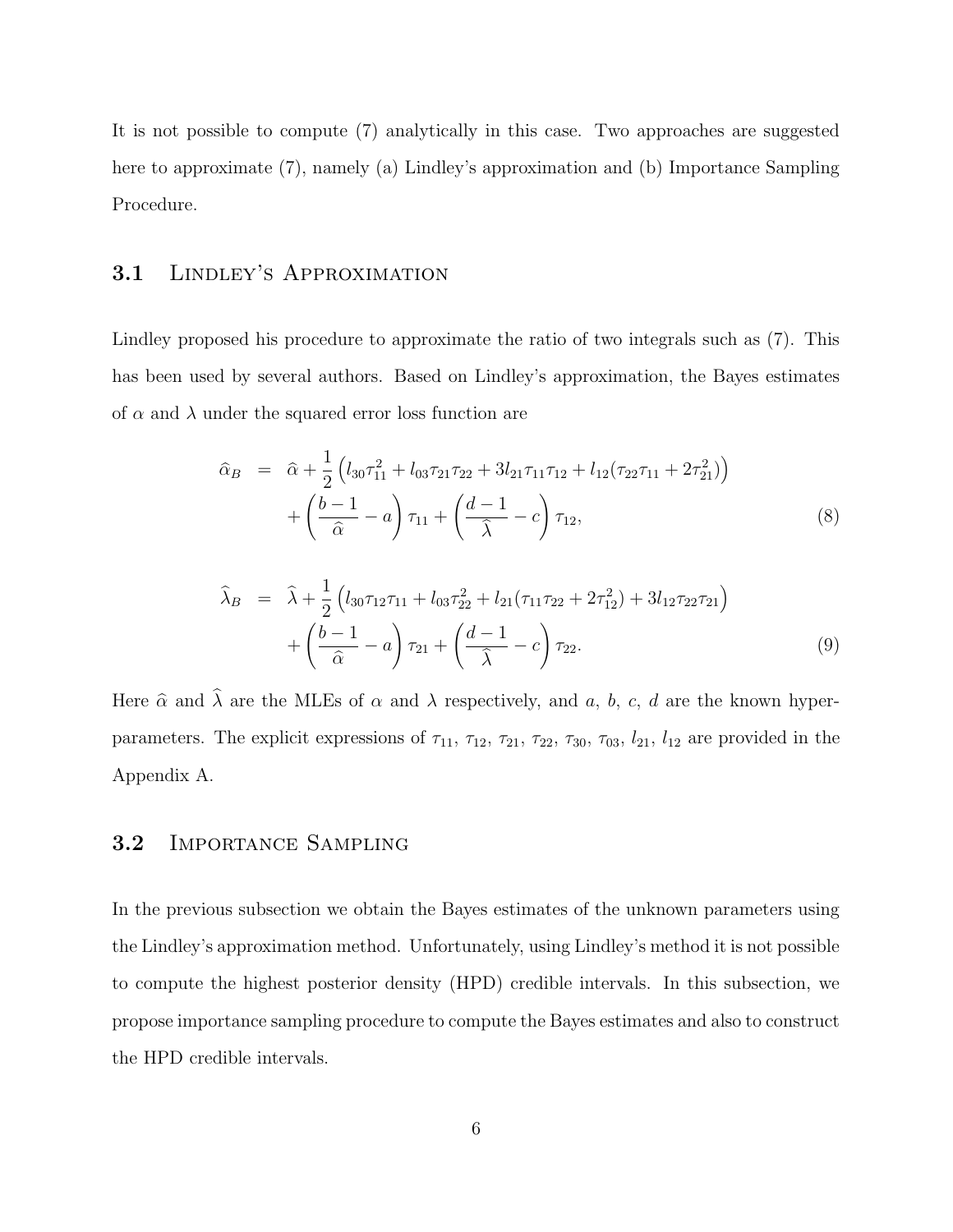It is not possible to compute (7) analytically in this case. Two approaches are suggested here to approximate (7), namely (a) Lindley's approximation and (b) Importance Sampling Procedure.

## 3.1 Lindley's Approximation

Lindley proposed his procedure to approximate the ratio of two integrals such as (7). This has been used by several authors. Based on Lindley's approximation, the Bayes estimates of $\alpha$ and $\lambda$ under the squared error loss function are

$$
\begin{aligned}
\widehat{\alpha}_B &= \widehat{\alpha} + \frac{1}{2}\left(l_{30}\tau_{11}^2 + l_{03}\tau_{21}\tau_{22} + 3l_{21}\tau_{11}\tau_{12} + l_{12}(\tau_{22}\tau_{11} + 2\tau_{21}^2)\right) \\
&\quad + \left(\frac{b-1}{\widehat{\alpha}} - a\right)\tau_{11} + \left(\frac{d-1}{\widehat{\lambda}} - c\right)\tau_{12},
\end{aligned} \tag{8}
$$

$$
\begin{aligned}
\widehat{\lambda}_B &= \widehat{\lambda} + \frac{1}{2}\left(l_{30}\tau_{12}\tau_{11} + l_{03}\tau_{22}^2 + l_{21}(\tau_{11}\tau_{22} + 2\tau_{12}^2) + 3l_{12}\tau_{22}\tau_{21}\right) \\
&\quad + \left(\frac{b-1}{\widehat{\alpha}} - a\right)\tau_{21} + \left(\frac{d-1}{\widehat{\lambda}} - c\right)\tau_{22}.
\end{aligned} \tag{9}
$$

Here $\widehat{\alpha}$ and $\widehat{\lambda}$ are the MLEs of $\alpha$ and $\lambda$ respectively, and $a$, $b$, $c$, $d$ are the known hyper-parameters. The explicit expressions of $\tau_{11}$, $\tau_{12}$, $\tau_{21}$, $\tau_{22}$, $\tau_{30}$, $\tau_{03}$, $l_{21}$, $l_{12}$ are provided in the Appendix A.

## 3.2 Importance Sampling

In the previous subsection we obtain the Bayes estimates of the unknown parameters using the Lindley's approximation method. Unfortunately, using Lindley's method it is not possible to compute the highest posterior density (HPD) credible intervals. In this subsection, we propose importance sampling procedure to compute the Bayes estimates and also to construct the HPD credible intervals.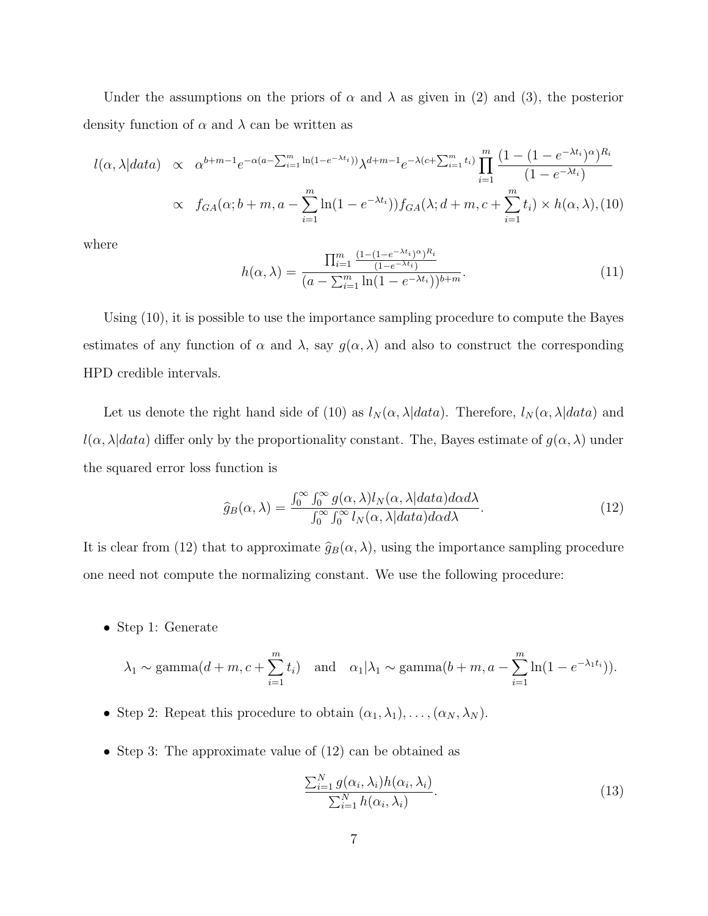Under the assumptions on the priors of $\alpha$ and $\lambda$ as given in (2) and (3), the posterior density function of $\alpha$ and $\lambda$ can be written as

$$
\begin{aligned}
l(\alpha, \lambda|data) &\propto \alpha^{b+m-1} e^{-\alpha(a-\sum_{i=1}^{m}\ln(1-e^{-\lambda t_i}))} \lambda^{d+m-1} e^{-\lambda(c+\sum_{i=1}^{m} t_i)} \prod_{i=1}^{m} \frac{(1-(1-e^{-\lambda t_i})^{\alpha})^{R_i}}{(1-e^{-\lambda t_i})} \\
&\propto f_{GA}(\alpha; b+m, a - \sum_{i=1}^{m} \ln(1-e^{-\lambda t_i})) f_{GA}(\lambda; d+m, c+\sum_{i=1}^{m} t_i) \times h(\alpha, \lambda), \qquad (10)
\end{aligned}
$$

where

$$
h(\alpha, \lambda) = \frac{\prod_{i=1}^{m} \frac{(1-(1-e^{-\lambda t_i})^{\alpha})^{R_i}}{(1-e^{-\lambda t_i})}}{(a - \sum_{i=1}^{m} \ln(1-e^{-\lambda t_i}))^{b+m}}. \qquad (11)
$$

Using (10), it is possible to use the importance sampling procedure to compute the Bayes estimates of any function of $\alpha$ and $\lambda$, say $g(\alpha, \lambda)$ and also to construct the corresponding HPD credible intervals.

Let us denote the right hand side of (10) as $l_N(\alpha, \lambda|data)$. Therefore, $l_N(\alpha, \lambda|data)$ and $l(\alpha, \lambda|data)$ differ only by the proportionality constant. The, Bayes estimate of $g(\alpha, \lambda)$ under the squared error loss function is

$$
\widehat{g}_B(\alpha, \lambda) = \frac{\int_0^{\infty}\int_0^{\infty} g(\alpha, \lambda) l_N(\alpha, \lambda|data) d\alpha d\lambda}{\int_0^{\infty}\int_0^{\infty} l_N(\alpha, \lambda|data) d\alpha d\lambda}. \qquad (12)
$$

It is clear from (12) that to approximate $\widehat{g}_B(\alpha, \lambda)$, using the importance sampling procedure one need not compute the normalizing constant. We use the following procedure:

- Step 1: Generate

$$
\lambda_1 \sim \text{gamma}(d+m, c+\sum_{i=1}^{m} t_i) \quad \text{and} \quad \alpha_1|\lambda_1 \sim \text{gamma}(b+m, a - \sum_{i=1}^{m} \ln(1-e^{-\lambda_1 t_i})).
$$

- Step 2: Repeat this procedure to obtain $(\alpha_1, \lambda_1), \ldots, (\alpha_N, \lambda_N)$.

- Step 3: The approximate value of (12) can be obtained as

$$
\frac{\sum_{i=1}^{N} g(\alpha_i, \lambda_i) h(\alpha_i, \lambda_i)}{\sum_{i=1}^{N} h(\alpha_i, \lambda_i)}. \qquad (13)
$$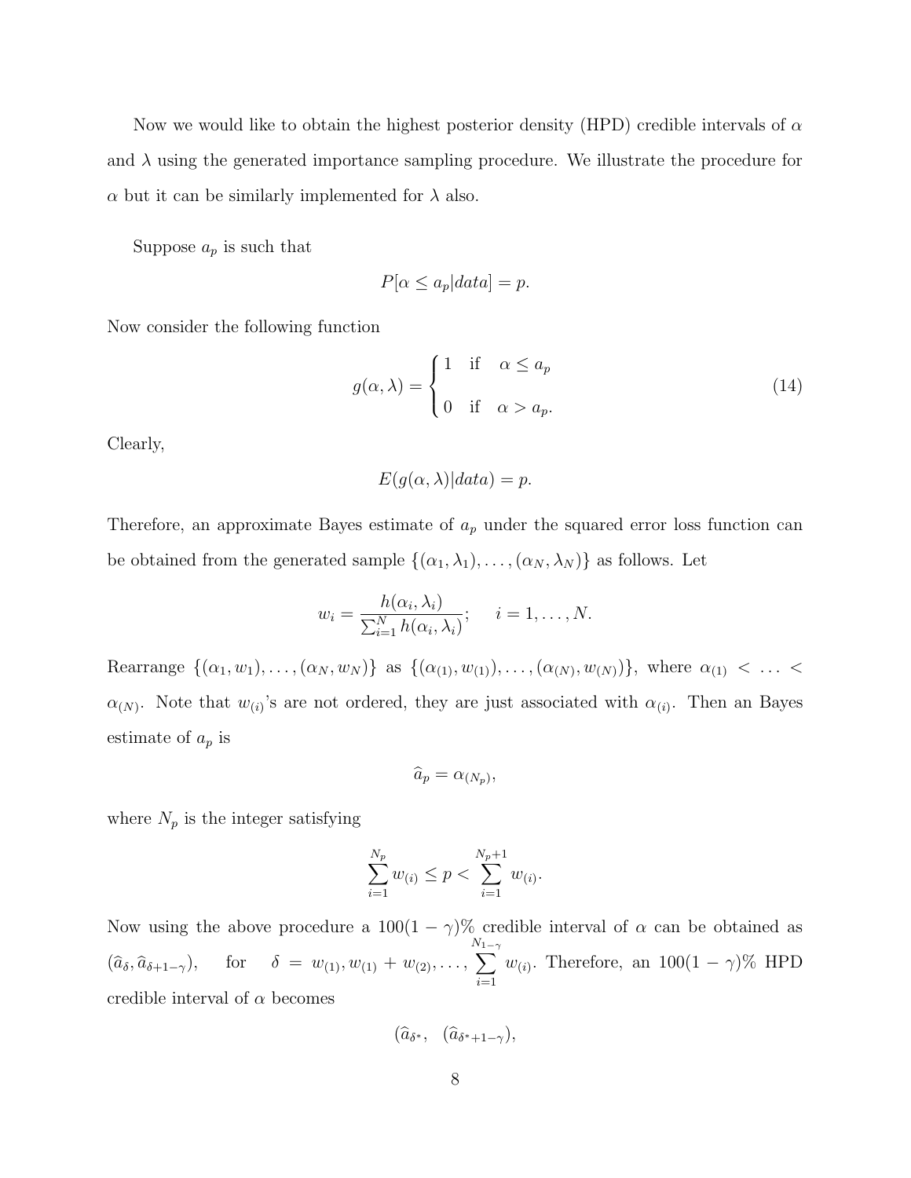Now we would like to obtain the highest posterior density (HPD) credible intervals of $\alpha$ and $\lambda$ using the generated importance sampling procedure. We illustrate the procedure for $\alpha$ but it can be similarly implemented for $\lambda$ also.

Suppose $a_p$ is such that

$$P[\alpha \leq a_p | data] = p.$$

Now consider the following function

$$g(\alpha, \lambda) = \begin{cases} 1 & \text{if} \quad \alpha \leq a_p \\ \\ 0 & \text{if} \quad \alpha > a_p. \end{cases} \tag{14}$$

Clearly,

$$E(g(\alpha, \lambda) | data) = p.$$

Therefore, an approximate Bayes estimate of $a_p$ under the squared error loss function can be obtained from the generated sample $\{(\alpha_1, \lambda_1), \ldots, (\alpha_N, \lambda_N)\}$ as follows. Let

$$w_i = \frac{h(\alpha_i, \lambda_i)}{\sum_{i=1}^{N} h(\alpha_i, \lambda_i)}; \quad i = 1, \ldots, N.$$

Rearrange $\{(\alpha_1, w_1), \ldots, (\alpha_N, w_N)\}$ as $\{(\alpha_{(1)}, w_{(1)}), \ldots, (\alpha_{(N)}, w_{(N)})\}$, where $\alpha_{(1)} < \ldots < \alpha_{(N)}$. Note that $w_{(i)}$'s are not ordered, they are just associated with $\alpha_{(i)}$. Then an Bayes estimate of $a_p$ is

$$\widehat{a}_p = \alpha_{(N_p)},$$

where $N_p$ is the integer satisfying

$$\sum_{i=1}^{N_p} w_{(i)} \leq p < \sum_{i=1}^{N_p+1} w_{(i)}.$$

Now using the above procedure a $100(1-\gamma)\%$ credible interval of $\alpha$ can be obtained as $(\widehat{a}_\delta, \widehat{a}_{\delta+1-\gamma})$, for $\delta = w_{(1)}, w_{(1)} + w_{(2)}, \ldots, \sum_{i=1}^{N_{1-\gamma}} w_{(i)}$. Therefore, an $100(1-\gamma)\%$ HPD credible interval of $\alpha$ becomes

$$(\widehat{a}_{\delta^*}, \quad (\widehat{a}_{\delta^*+1-\gamma}),$$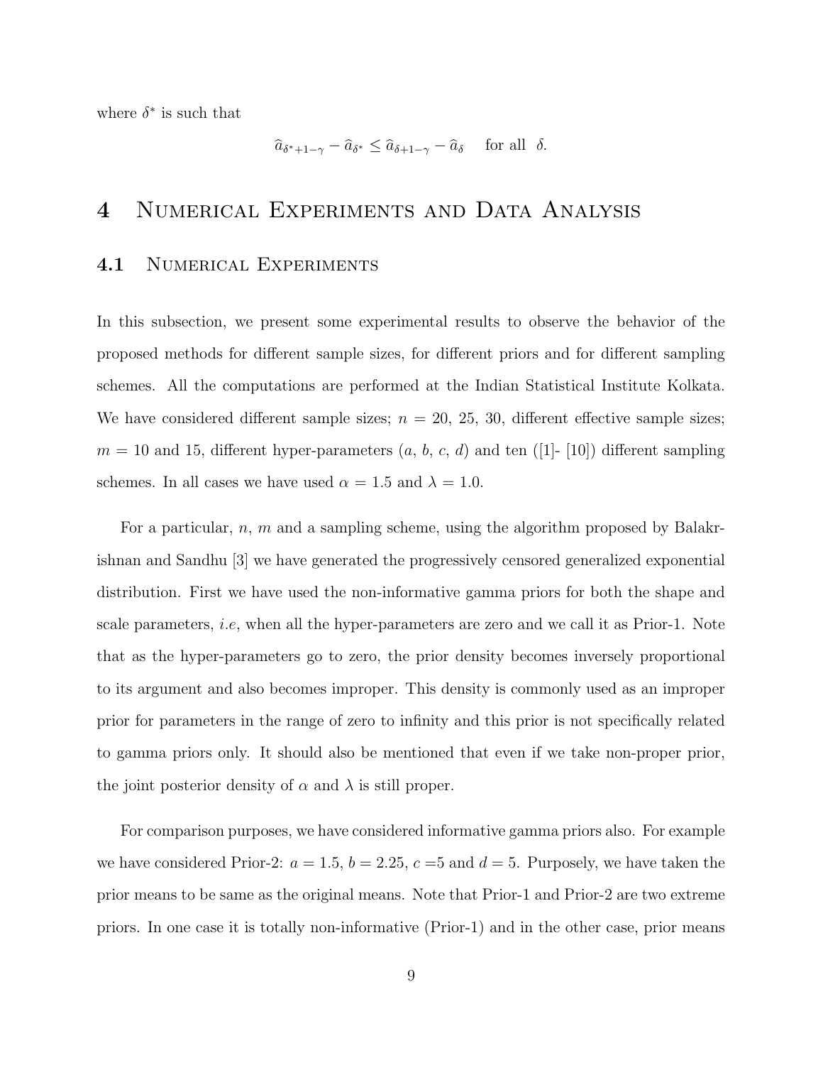where $\delta^*$ is such that

$$\widehat{a}_{\delta^*+1-\gamma} - \widehat{a}_{\delta^*} \leq \widehat{a}_{\delta+1-\gamma} - \widehat{a}_{\delta} \quad \text{for all} \;\; \delta.$$

# 4 Numerical Experiments and Data Analysis

## 4.1 Numerical Experiments

In this subsection, we present some experimental results to observe the behavior of the proposed methods for different sample sizes, for different priors and for different sampling schemes. All the computations are performed at the Indian Statistical Institute Kolkata. We have considered different sample sizes; $n$ = 20, 25, 30, different effective sample sizes; $m$ = 10 and 15, different hyper-parameters ($a$, $b$, $c$, $d$) and ten ([1]- [10]) different sampling schemes. In all cases we have used $\alpha = 1.5$ and $\lambda = 1.0$.

For a particular, $n$, $m$ and a sampling scheme, using the algorithm proposed by Balakrishnan and Sandhu [3] we have generated the progressively censored generalized exponential distribution. First we have used the non-informative gamma priors for both the shape and scale parameters, *i.e*, when all the hyper-parameters are zero and we call it as Prior-1. Note that as the hyper-parameters go to zero, the prior density becomes inversely proportional to its argument and also becomes improper. This density is commonly used as an improper prior for parameters in the range of zero to infinity and this prior is not specifically related to gamma priors only. It should also be mentioned that even if we take non-proper prior, the joint posterior density of $\alpha$ and $\lambda$ is still proper.

For comparison purposes, we have considered informative gamma priors also. For example we have considered Prior-2: $a = 1.5$, $b = 2.25$, $c$ =5 and $d = 5$. Purposely, we have taken the prior means to be same as the original means. Note that Prior-1 and Prior-2 are two extreme priors. In one case it is totally non-informative (Prior-1) and in the other case, prior means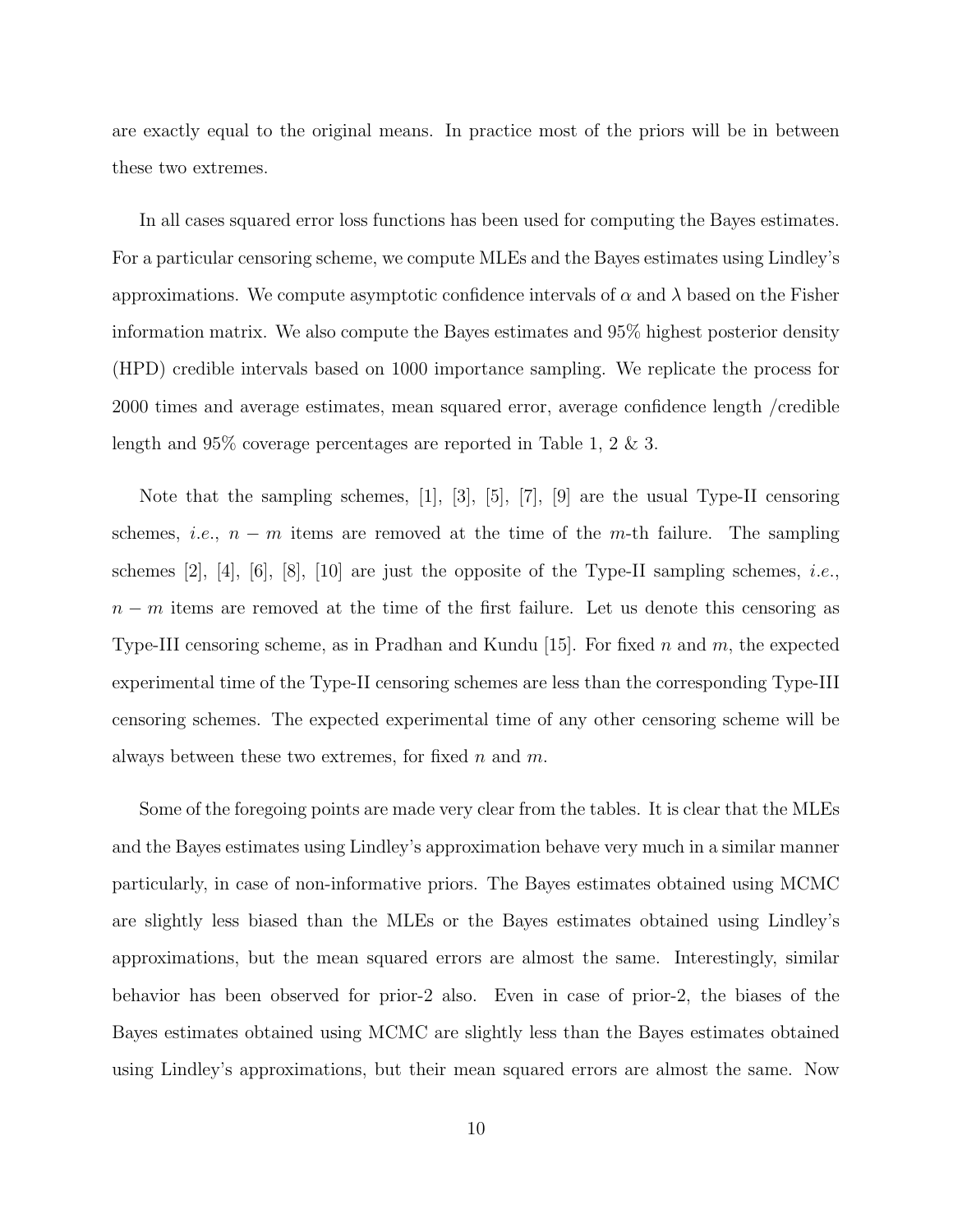are exactly equal to the original means. In practice most of the priors will be in between these two extremes.

In all cases squared error loss functions has been used for computing the Bayes estimates. For a particular censoring scheme, we compute MLEs and the Bayes estimates using Lindley's approximations. We compute asymptotic confidence intervals of $\alpha$ and $\lambda$ based on the Fisher information matrix. We also compute the Bayes estimates and 95% highest posterior density (HPD) credible intervals based on 1000 importance sampling. We replicate the process for 2000 times and average estimates, mean squared error, average confidence length /credible length and 95% coverage percentages are reported in Table 1, 2 & 3.

Note that the sampling schemes, [1], [3], [5], [7], [9] are the usual Type-II censoring schemes, *i.e.*, $n - m$ items are removed at the time of the $m$-th failure. The sampling schemes [2], [4], [6], [8], [10] are just the opposite of the Type-II sampling schemes, *i.e.*, $n - m$ items are removed at the time of the first failure. Let us denote this censoring as Type-III censoring scheme, as in Pradhan and Kundu [15]. For fixed $n$ and $m$, the expected experimental time of the Type-II censoring schemes are less than the corresponding Type-III censoring schemes. The expected experimental time of any other censoring scheme will be always between these two extremes, for fixed $n$ and $m$.

Some of the foregoing points are made very clear from the tables. It is clear that the MLEs and the Bayes estimates using Lindley's approximation behave very much in a similar manner particularly, in case of non-informative priors. The Bayes estimates obtained using MCMC are slightly less biased than the MLEs or the Bayes estimates obtained using Lindley's approximations, but the mean squared errors are almost the same. Interestingly, similar behavior has been observed for prior-2 also. Even in case of prior-2, the biases of the Bayes estimates obtained using MCMC are slightly less than the Bayes estimates obtained using Lindley's approximations, but their mean squared errors are almost the same. Now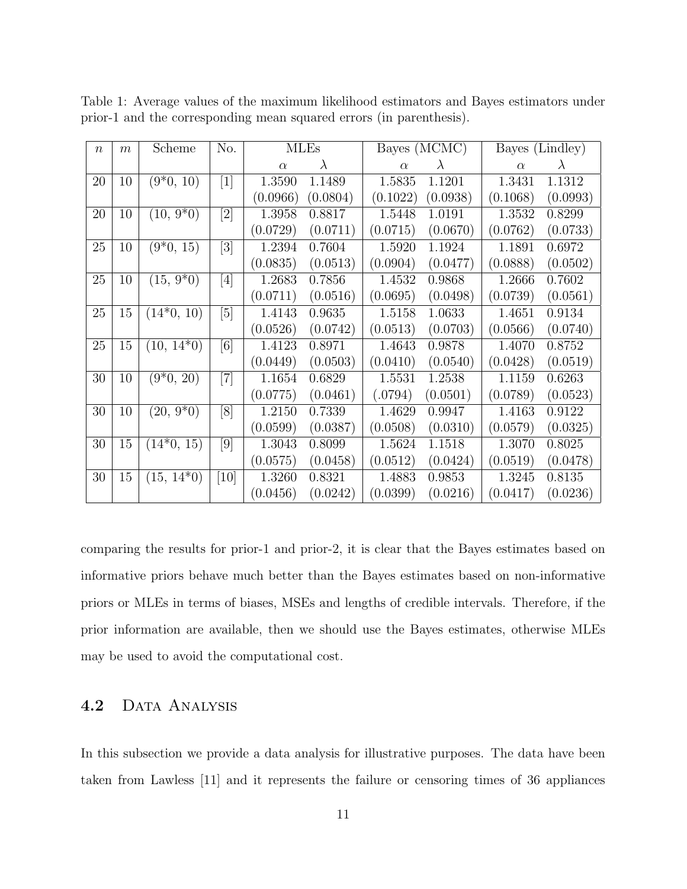Table 1: Average values of the maximum likelihood estimators and Bayes estimators under prior-1 and the corresponding mean squared errors (in parenthesis).

| $n$ | $m$ | Scheme | No. | MLEs | | Bayes (MCMC) | | Bayes (Lindley) | |
|---|---|---|---|---|---|---|---|---|---|
| | | | | $\alpha$ | $\lambda$ | $\alpha$ | $\lambda$ | $\alpha$ | $\lambda$ |
| 20 | 10 | (9*0, 10) | [1] | 1.3590 | 1.1489 | 1.5835 | 1.1201 | 1.3431 | 1.1312 |
| | | | | (0.0966) | (0.0804) | (0.1022) | (0.0938) | (0.1068) | (0.0993) |
| 20 | 10 | (10, 9*0) | [2] | 1.3958 | 0.8817 | 1.5448 | 1.0191 | 1.3532 | 0.8299 |
| | | | | (0.0729) | (0.0711) | (0.0715) | (0.0670) | (0.0762) | (0.0733) |
| 25 | 10 | (9*0, 15) | [3] | 1.2394 | 0.7604 | 1.5920 | 1.1924 | 1.1891 | 0.6972 |
| | | | | (0.0835) | (0.0513) | (0.0904) | (0.0477) | (0.0888) | (0.0502) |
| 25 | 10 | (15, 9*0) | [4] | 1.2683 | 0.7856 | 1.4532 | 0.9868 | 1.2666 | 0.7602 |
| | | | | (0.0711) | (0.0516) | (0.0695) | (0.0498) | (0.0739) | (0.0561) |
| 25 | 15 | (14*0, 10) | [5] | 1.4143 | 0.9635 | 1.5158 | 1.0633 | 1.4651 | 0.9134 |
| | | | | (0.0526) | (0.0742) | (0.0513) | (0.0703) | (0.0566) | (0.0740) |
| 25 | 15 | (10, 14*0) | [6] | 1.4123 | 0.8971 | 1.4643 | 0.9878 | 1.4070 | 0.8752 |
| | | | | (0.0449) | (0.0503) | (0.0410) | (0.0540) | (0.0428) | (0.0519) |
| 30 | 10 | (9*0, 20) | [7] | 1.1654 | 0.6829 | 1.5531 | 1.2538 | 1.1159 | 0.6263 |
| | | | | (0.0775) | (0.0461) | (.0794) | (0.0501) | (0.0789) | (0.0523) |
| 30 | 10 | (20, 9*0) | [8] | 1.2150 | 0.7339 | 1.4629 | 0.9947 | 1.4163 | 0.9122 |
| | | | | (0.0599) | (0.0387) | (0.0508) | (0.0310) | (0.0579) | (0.0325) |
| 30 | 15 | (14*0, 15) | [9] | 1.3043 | 0.8099 | 1.5624 | 1.1518 | 1.3070 | 0.8025 |
| | | | | (0.0575) | (0.0458) | (0.0512) | (0.0424) | (0.0519) | (0.0478) |
| 30 | 15 | (15, 14*0) | [10] | 1.3260 | 0.8321 | 1.4883 | 0.9853 | 1.3245 | 0.8135 |
| | | | | (0.0456) | (0.0242) | (0.0399) | (0.0216) | (0.0417) | (0.0236) |

comparing the results for prior-1 and prior-2, it is clear that the Bayes estimates based on informative priors behave much better than the Bayes estimates based on non-informative priors or MLEs in terms of biases, MSEs and lengths of credible intervals. Therefore, if the prior information are available, then we should use the Bayes estimates, otherwise MLEs may be used to avoid the computational cost.

## 4.2 Data Analysis

In this subsection we provide a data analysis for illustrative purposes. The data have been taken from Lawless [11] and it represents the failure or censoring times of 36 appliances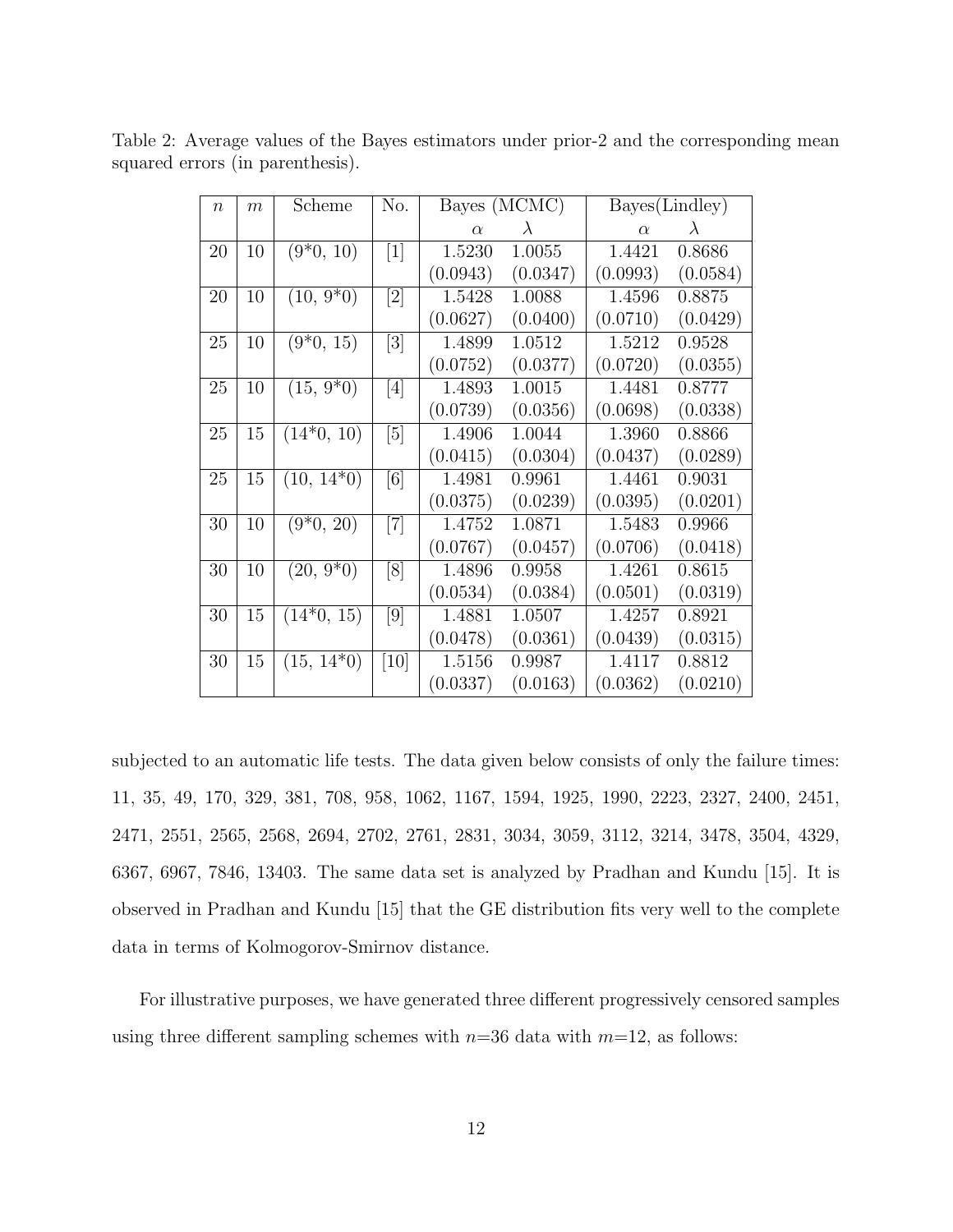Table 2: Average values of the Bayes estimators under prior-2 and the corresponding mean squared errors (in parenthesis).

| $n$ | $m$ | Scheme | No. | Bayes (MCMC) | | Bayes(Lindley) | |
|---|---|---|---|---|---|---|---|
| | | | | $\alpha$ | $\lambda$ | $\alpha$ | $\lambda$ |
| 20 | 10 | (9*0, 10) | [1] | 1.5230 | 1.0055 | 1.4421 | 0.8686 |
| | | | | (0.0943) | (0.0347) | (0.0993) | (0.0584) |
| 20 | 10 | (10, 9*0) | [2] | 1.5428 | 1.0088 | 1.4596 | 0.8875 |
| | | | | (0.0627) | (0.0400) | (0.0710) | (0.0429) |
| 25 | 10 | (9*0, 15) | [3] | 1.4899 | 1.0512 | 1.5212 | 0.9528 |
| | | | | (0.0752) | (0.0377) | (0.0720) | (0.0355) |
| 25 | 10 | (15, 9*0) | [4] | 1.4893 | 1.0015 | 1.4481 | 0.8777 |
| | | | | (0.0739) | (0.0356) | (0.0698) | (0.0338) |
| 25 | 15 | (14*0, 10) | [5] | 1.4906 | 1.0044 | 1.3960 | 0.8866 |
| | | | | (0.0415) | (0.0304) | (0.0437) | (0.0289) |
| 25 | 15 | (10, 14*0) | [6] | 1.4981 | 0.9961 | 1.4461 | 0.9031 |
| | | | | (0.0375) | (0.0239) | (0.0395) | (0.0201) |
| 30 | 10 | (9*0, 20) | [7] | 1.4752 | 1.0871 | 1.5483 | 0.9966 |
| | | | | (0.0767) | (0.0457) | (0.0706) | (0.0418) |
| 30 | 10 | (20, 9*0) | [8] | 1.4896 | 0.9958 | 1.4261 | 0.8615 |
| | | | | (0.0534) | (0.0384) | (0.0501) | (0.0319) |
| 30 | 15 | (14*0, 15) | [9] | 1.4881 | 1.0507 | 1.4257 | 0.8921 |
| | | | | (0.0478) | (0.0361) | (0.0439) | (0.0315) |
| 30 | 15 | (15, 14*0) | [10] | 1.5156 | 0.9987 | 1.4117 | 0.8812 |
| | | | | (0.0337) | (0.0163) | (0.0362) | (0.0210) |

subjected to an automatic life tests. The data given below consists of only the failure times: 11, 35, 49, 170, 329, 381, 708, 958, 1062, 1167, 1594, 1925, 1990, 2223, 2327, 2400, 2451, 2471, 2551, 2565, 2568, 2694, 2702, 2761, 2831, 3034, 3059, 3112, 3214, 3478, 3504, 4329, 6367, 6967, 7846, 13403. The same data set is analyzed by Pradhan and Kundu [15]. It is observed in Pradhan and Kundu [15] that the GE distribution fits very well to the complete data in terms of Kolmogorov-Smirnov distance.

For illustrative purposes, we have generated three different progressively censored samples using three different sampling schemes with $n$=36 data with $m$=12, as follows: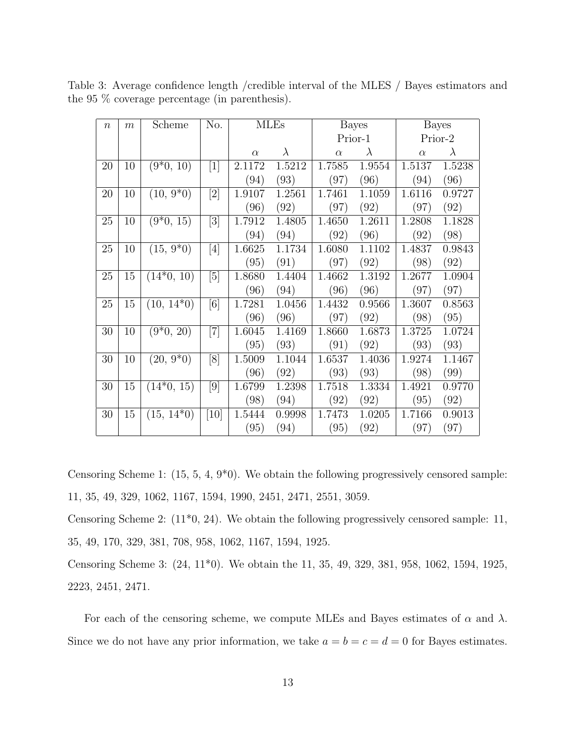Table 3: Average confidence length /credible interval of the MLES / Bayes estimators and the 95 % coverage percentage (in parenthesis).

| $n$ | $m$ | Scheme | No. | MLEs | | Bayes Prior-1 | | Bayes Prior-2 | |
|---|---|---|---|---|---|---|---|---|---|
| | | | | $\alpha$ | $\lambda$ | $\alpha$ | $\lambda$ | $\alpha$ | $\lambda$ |
| 20 | 10 | (9*0, 10) | [1] | 2.1172 | 1.5212 | 1.7585 | 1.9554 | 1.5137 | 1.5238 |
| | | | | (94) | (93) | (97) | (96) | (94) | (96) |
| 20 | 10 | (10, 9*0) | [2] | 1.9107 | 1.2561 | 1.7461 | 1.1059 | 1.6116 | 0.9727 |
| | | | | (96) | (92) | (97) | (92) | (97) | (92) |
| 25 | 10 | (9*0, 15) | [3] | 1.7912 | 1.4805 | 1.4650 | 1.2611 | 1.2808 | 1.1828 |
| | | | | (94) | (94) | (92) | (96) | (92) | (98) |
| 25 | 10 | (15, 9*0) | [4] | 1.6625 | 1.1734 | 1.6080 | 1.1102 | 1.4837 | 0.9843 |
| | | | | (95) | (91) | (97) | (92) | (98) | (92) |
| 25 | 15 | (14*0, 10) | [5] | 1.8680 | 1.4404 | 1.4662 | 1.3192 | 1.2677 | 1.0904 |
| | | | | (96) | (94) | (96) | (96) | (97) | (97) |
| 25 | 15 | (10, 14*0) | [6] | 1.7281 | 1.0456 | 1.4432 | 0.9566 | 1.3607 | 0.8563 |
| | | | | (96) | (96) | (97) | (92) | (98) | (95) |
| 30 | 10 | (9*0, 20) | [7] | 1.6045 | 1.4169 | 1.8660 | 1.6873 | 1.3725 | 1.0724 |
| | | | | (95) | (93) | (91) | (92) | (93) | (93) |
| 30 | 10 | (20, 9*0) | [8] | 1.5009 | 1.1044 | 1.6537 | 1.4036 | 1.9274 | 1.1467 |
| | | | | (96) | (92) | (93) | (93) | (98) | (99) |
| 30 | 15 | (14*0, 15) | [9] | 1.6799 | 1.2398 | 1.7518 | 1.3334 | 1.4921 | 0.9770 |
| | | | | (98) | (94) | (92) | (92) | (95) | (92) |
| 30 | 15 | (15, 14*0) | [10] | 1.5444 | 0.9998 | 1.7473 | 1.0205 | 1.7166 | 0.9013 |
| | | | | (95) | (94) | (95) | (92) | (97) | (97) |

Censoring Scheme 1: (15, 5, 4, 9*0). We obtain the following progressively censored sample: 11, 35, 49, 329, 1062, 1167, 1594, 1990, 2451, 2471, 2551, 3059.

Censoring Scheme 2: (11*0, 24). We obtain the following progressively censored sample: 11, 35, 49, 170, 329, 381, 708, 958, 1062, 1167, 1594, 1925.

Censoring Scheme 3: (24, 11*0). We obtain the 11, 35, 49, 329, 381, 958, 1062, 1594, 1925, 2223, 2451, 2471.

For each of the censoring scheme, we compute MLEs and Bayes estimates of $\alpha$ and $\lambda$. Since we do not have any prior information, we take $a = b = c = d = 0$ for Bayes estimates.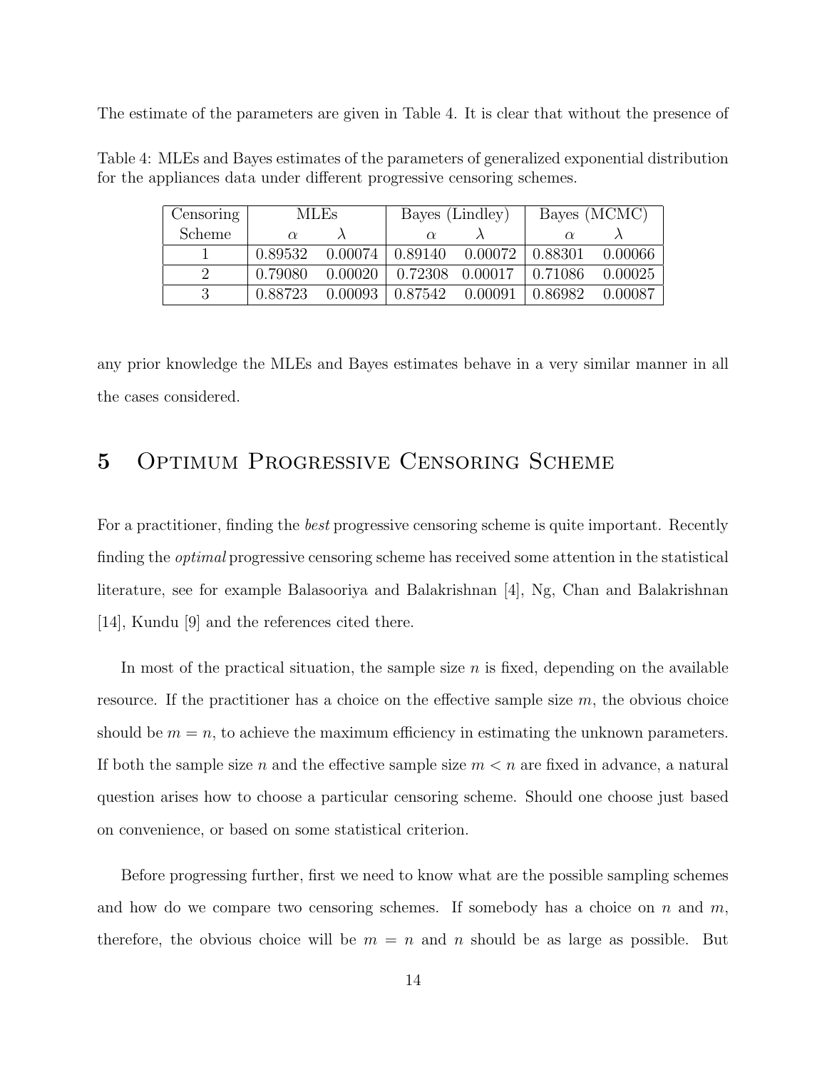The estimate of the parameters are given in Table 4. It is clear that without the presence of

Table 4: MLEs and Bayes estimates of the parameters of generalized exponential distribution for the appliances data under different progressive censoring schemes.

| Censoring | MLEs | | Bayes (Lindley) | | Bayes (MCMC) | |
|---|---|---|---|---|---|---|
| Scheme | $\alpha$ | $\lambda$ | $\alpha$ | $\lambda$ | $\alpha$ | $\lambda$ |
| 1 | 0.89532 | 0.00074 | 0.89140 | 0.00072 | 0.88301 | 0.00066 |
| 2 | 0.79080 | 0.00020 | 0.72308 | 0.00017 | 0.71086 | 0.00025 |
| 3 | 0.88723 | 0.00093 | 0.87542 | 0.00091 | 0.86982 | 0.00087 |

any prior knowledge the MLEs and Bayes estimates behave in a very similar manner in all the cases considered.

# 5 Optimum Progressive Censoring Scheme

For a practitioner, finding the *best* progressive censoring scheme is quite important. Recently finding the *optimal* progressive censoring scheme has received some attention in the statistical literature, see for example Balasooriya and Balakrishnan [4], Ng, Chan and Balakrishnan [14], Kundu [9] and the references cited there.

In most of the practical situation, the sample size $n$ is fixed, depending on the available resource. If the practitioner has a choice on the effective sample size $m$, the obvious choice should be $m = n$, to achieve the maximum efficiency in estimating the unknown parameters. If both the sample size $n$ and the effective sample size $m < n$ are fixed in advance, a natural question arises how to choose a particular censoring scheme. Should one choose just based on convenience, or based on some statistical criterion.

Before progressing further, first we need to know what are the possible sampling schemes and how do we compare two censoring schemes. If somebody has a choice on $n$ and $m$, therefore, the obvious choice will be $m = n$ and $n$ should be as large as possible. But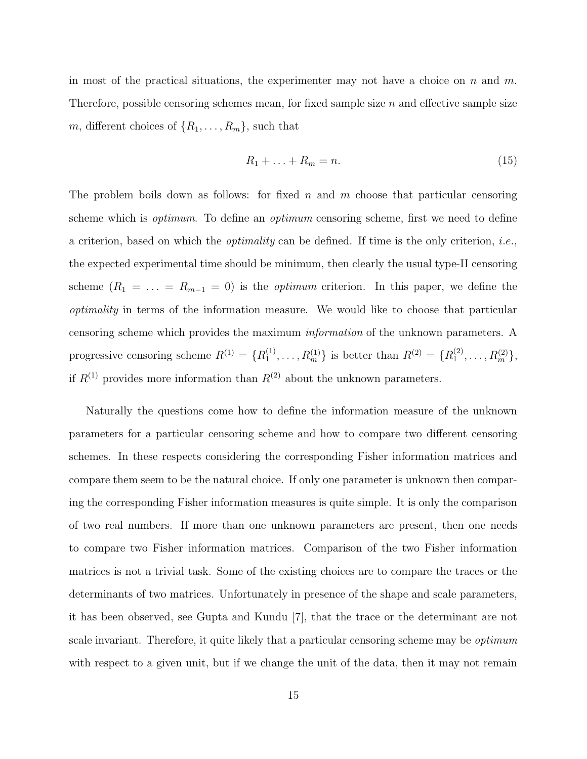in most of the practical situations, the experimenter may not have a choice on $n$ and $m$. Therefore, possible censoring schemes mean, for fixed sample size $n$ and effective sample size $m$, different choices of $\{R_1, \ldots, R_m\}$, such that

$$R_1 + \ldots + R_m = n. \tag{15}$$

The problem boils down as follows: for fixed $n$ and $m$ choose that particular censoring scheme which is *optimum*. To define an *optimum* censoring scheme, first we need to define a criterion, based on which the *optimality* can be defined. If time is the only criterion, *i.e.*, the expected experimental time should be minimum, then clearly the usual type-II censoring scheme ($R_1 = \ldots = R_{m-1} = 0$) is the *optimum* criterion. In this paper, we define the *optimality* in terms of the information measure. We would like to choose that particular censoring scheme which provides the maximum *information* of the unknown parameters. A progressive censoring scheme $R^{(1)} = \{R_1^{(1)}, \ldots, R_m^{(1)}\}$ is better than $R^{(2)} = \{R_1^{(2)}, \ldots, R_m^{(2)}\}$, if $R^{(1)}$ provides more information than $R^{(2)}$ about the unknown parameters.

Naturally the questions come how to define the information measure of the unknown parameters for a particular censoring scheme and how to compare two different censoring schemes. In these respects considering the corresponding Fisher information matrices and compare them seem to be the natural choice. If only one parameter is unknown then comparing the corresponding Fisher information measures is quite simple. It is only the comparison of two real numbers. If more than one unknown parameters are present, then one needs to compare two Fisher information matrices. Comparison of the two Fisher information matrices is not a trivial task. Some of the existing choices are to compare the traces or the determinants of two matrices. Unfortunately in presence of the shape and scale parameters, it has been observed, see Gupta and Kundu [7], that the trace or the determinant are not scale invariant. Therefore, it quite likely that a particular censoring scheme may be *optimum* with respect to a given unit, but if we change the unit of the data, then it may not remain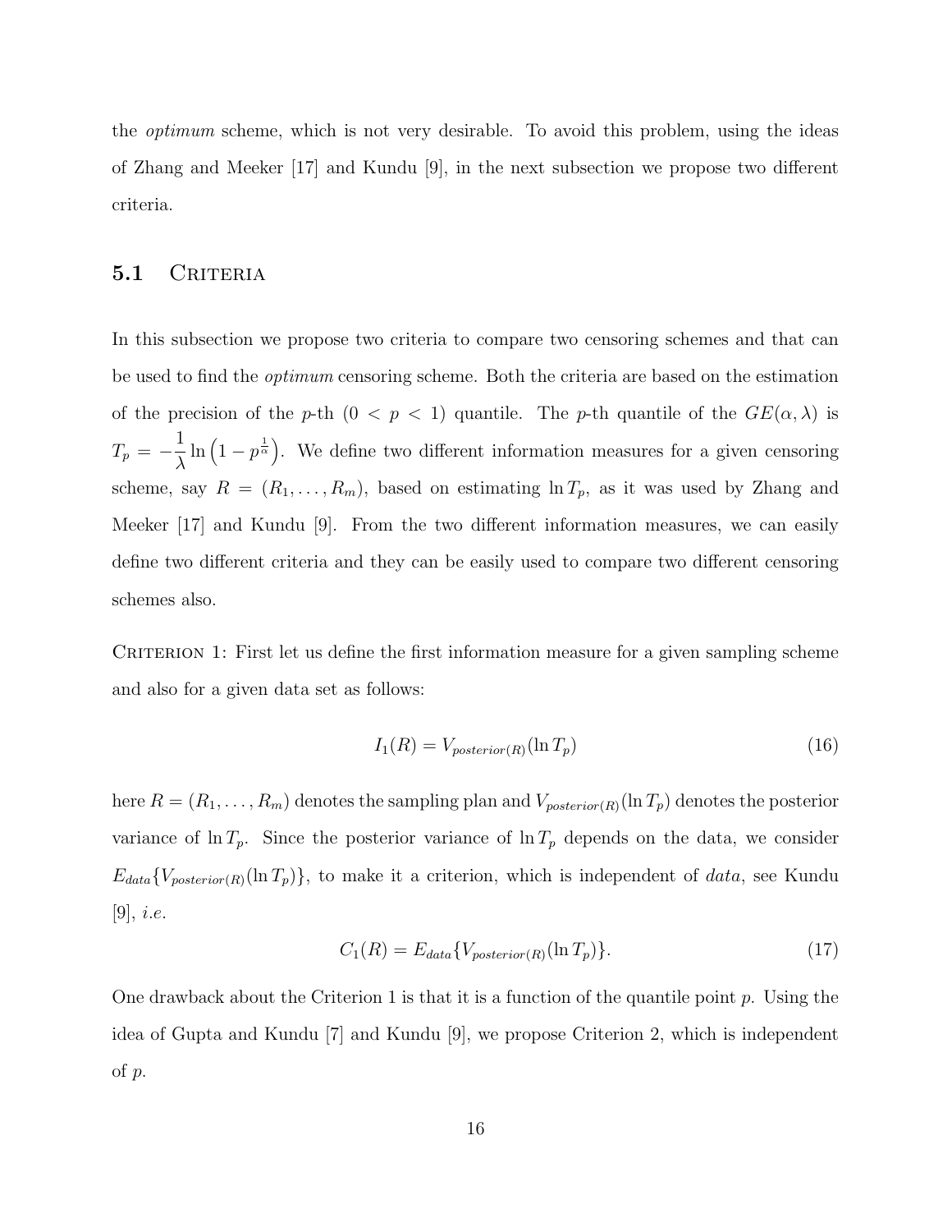the *optimum* scheme, which is not very desirable. To avoid this problem, using the ideas of Zhang and Meeker [17] and Kundu [9], in the next subsection we propose two different criteria.

## 5.1 Criteria

In this subsection we propose two criteria to compare two censoring schemes and that can be used to find the *optimum* censoring scheme. Both the criteria are based on the estimation of the precision of the $p$-th $(0 < p < 1)$ quantile. The $p$-th quantile of the $GE(\alpha, \lambda)$ is $T_p = -\dfrac{1}{\lambda} \ln\left(1 - p^{\frac{1}{\alpha}}\right)$. We define two different information measures for a given censoring scheme, say $R = (R_1, \ldots, R_m)$, based on estimating $\ln T_p$, as it was used by Zhang and Meeker [17] and Kundu [9]. From the two different information measures, we can easily define two different criteria and they can be easily used to compare two different censoring schemes also.

Criterion 1: First let us define the first information measure for a given sampling scheme and also for a given data set as follows:

$$I_1(R) = V_{posterior(R)}(\ln T_p) \tag{16}$$

here $R = (R_1, \ldots, R_m)$ denotes the sampling plan and $V_{posterior(R)}(\ln T_p)$ denotes the posterior variance of $\ln T_p$. Since the posterior variance of $\ln T_p$ depends on the data, we consider $E_{data}\{V_{posterior(R)}(\ln T_p)\}$, to make it a criterion, which is independent of *data*, see Kundu [9], *i.e.*

$$C_1(R) = E_{data}\{V_{posterior(R)}(\ln T_p)\}. \tag{17}$$

One drawback about the Criterion 1 is that it is a function of the quantile point $p$. Using the idea of Gupta and Kundu [7] and Kundu [9], we propose Criterion 2, which is independent of $p$.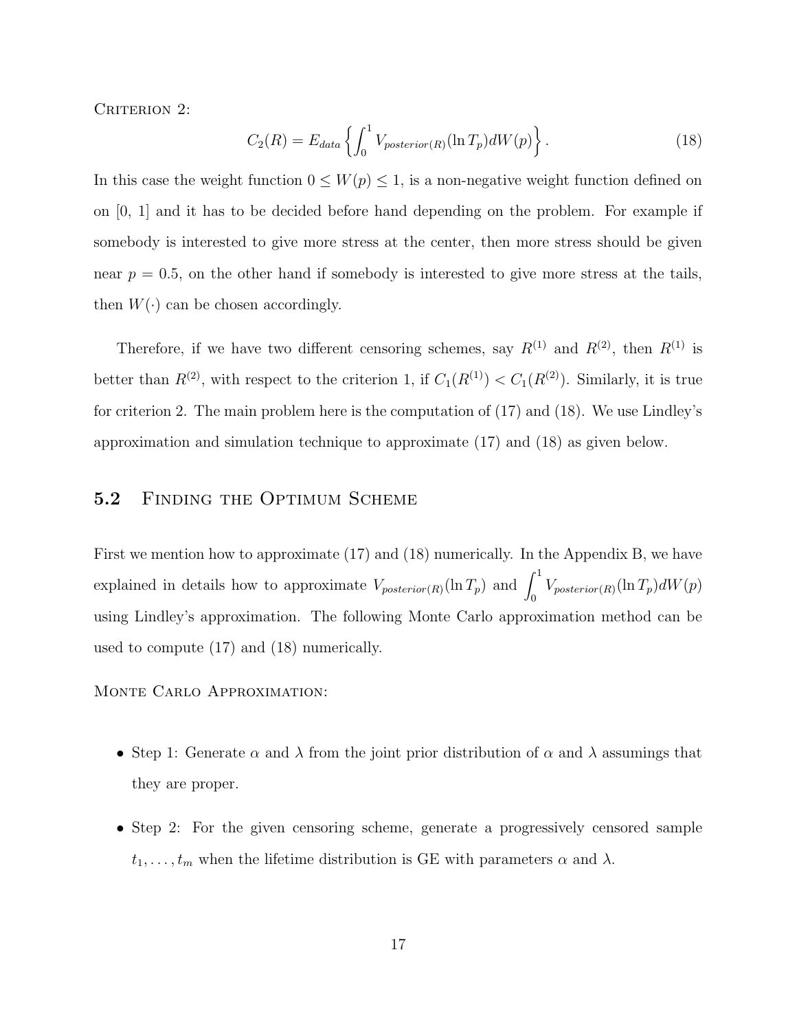Criterion 2:

$$C_2(R) = E_{data} \left\{ \int_0^1 V_{posterior(R)}(\ln T_p) dW(p) \right\}. \tag{18}$$

In this case the weight function $0 \leq W(p) \leq 1$, is a non-negative weight function defined on on [0, 1] and it has to be decided before hand depending on the problem. For example if somebody is interested to give more stress at the center, then more stress should be given near $p = 0.5$, on the other hand if somebody is interested to give more stress at the tails, then $W(\cdot)$ can be chosen accordingly.

Therefore, if we have two different censoring schemes, say $R^{(1)}$ and $R^{(2)}$, then $R^{(1)}$ is better than $R^{(2)}$, with respect to the criterion 1, if $C_1(R^{(1)}) < C_1(R^{(2)})$. Similarly, it is true for criterion 2. The main problem here is the computation of (17) and (18). We use Lindley's approximation and simulation technique to approximate (17) and (18) as given below.

## 5.2 Finding the Optimum Scheme

First we mention how to approximate (17) and (18) numerically. In the Appendix B, we have explained in details how to approximate $V_{posterior(R)}(\ln T_p)$ and $\int_0^1 V_{posterior(R)}(\ln T_p) dW(p)$ using Lindley's approximation. The following Monte Carlo approximation method can be used to compute (17) and (18) numerically.

Monte Carlo Approximation:

- Step 1: Generate $\alpha$ and $\lambda$ from the joint prior distribution of $\alpha$ and $\lambda$ assumings that they are proper.
- Step 2: For the given censoring scheme, generate a progressively censored sample $t_1, \ldots, t_m$ when the lifetime distribution is GE with parameters $\alpha$ and $\lambda$.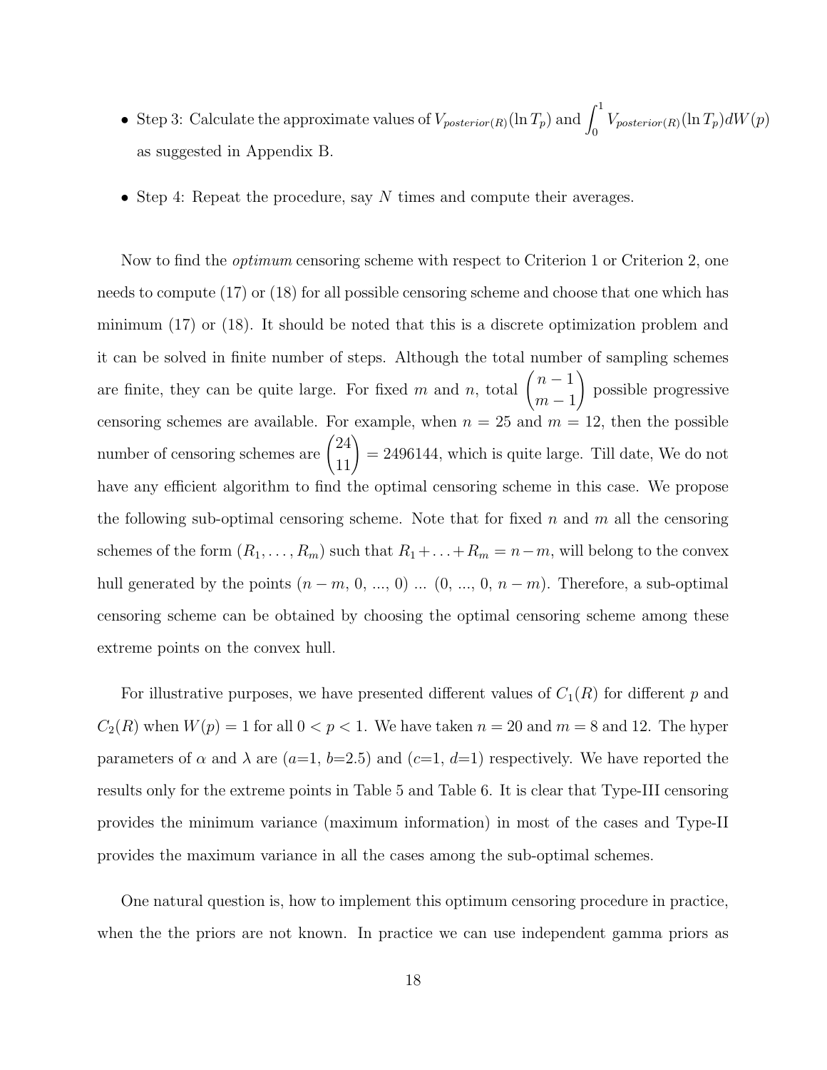- Step 3: Calculate the approximate values of $V_{posterior(R)}(\ln T_p)$ and $\int_0^1 V_{posterior(R)}(\ln T_p) dW(p)$ as suggested in Appendix B.

- Step 4: Repeat the procedure, say $N$ times and compute their averages.

Now to find the *optimum* censoring scheme with respect to Criterion 1 or Criterion 2, one needs to compute (17) or (18) for all possible censoring scheme and choose that one which has minimum (17) or (18). It should be noted that this is a discrete optimization problem and it can be solved in finite number of steps. Although the total number of sampling schemes are finite, they can be quite large. For fixed $m$ and $n$, total $\binom{n-1}{m-1}$ possible progressive censoring schemes are available. For example, when $n = 25$ and $m = 12$, then the possible number of censoring schemes are $\binom{24}{11} = 2496144$, which is quite large. Till date, We do not have any efficient algorithm to find the optimal censoring scheme in this case. We propose the following sub-optimal censoring scheme. Note that for fixed $n$ and $m$ all the censoring schemes of the form $(R_1, \ldots, R_m)$ such that $R_1 + \ldots + R_m = n - m$, will belong to the convex hull generated by the points $(n-m, 0, ..., 0)$ ... $(0, ..., 0, n-m)$. Therefore, a sub-optimal censoring scheme can be obtained by choosing the optimal censoring scheme among these extreme points on the convex hull.

For illustrative purposes, we have presented different values of $C_1(R)$ for different $p$ and $C_2(R)$ when $W(p) = 1$ for all $0 < p < 1$. We have taken $n = 20$ and $m = 8$ and 12. The hyper parameters of $\alpha$ and $\lambda$ are ($a$=1, $b$=2.5) and ($c$=1, $d$=1) respectively. We have reported the results only for the extreme points in Table 5 and Table 6. It is clear that Type-III censoring provides the minimum variance (maximum information) in most of the cases and Type-II provides the maximum variance in all the cases among the sub-optimal schemes.

One natural question is, how to implement this optimum censoring procedure in practice, when the the priors are not known. In practice we can use independent gamma priors as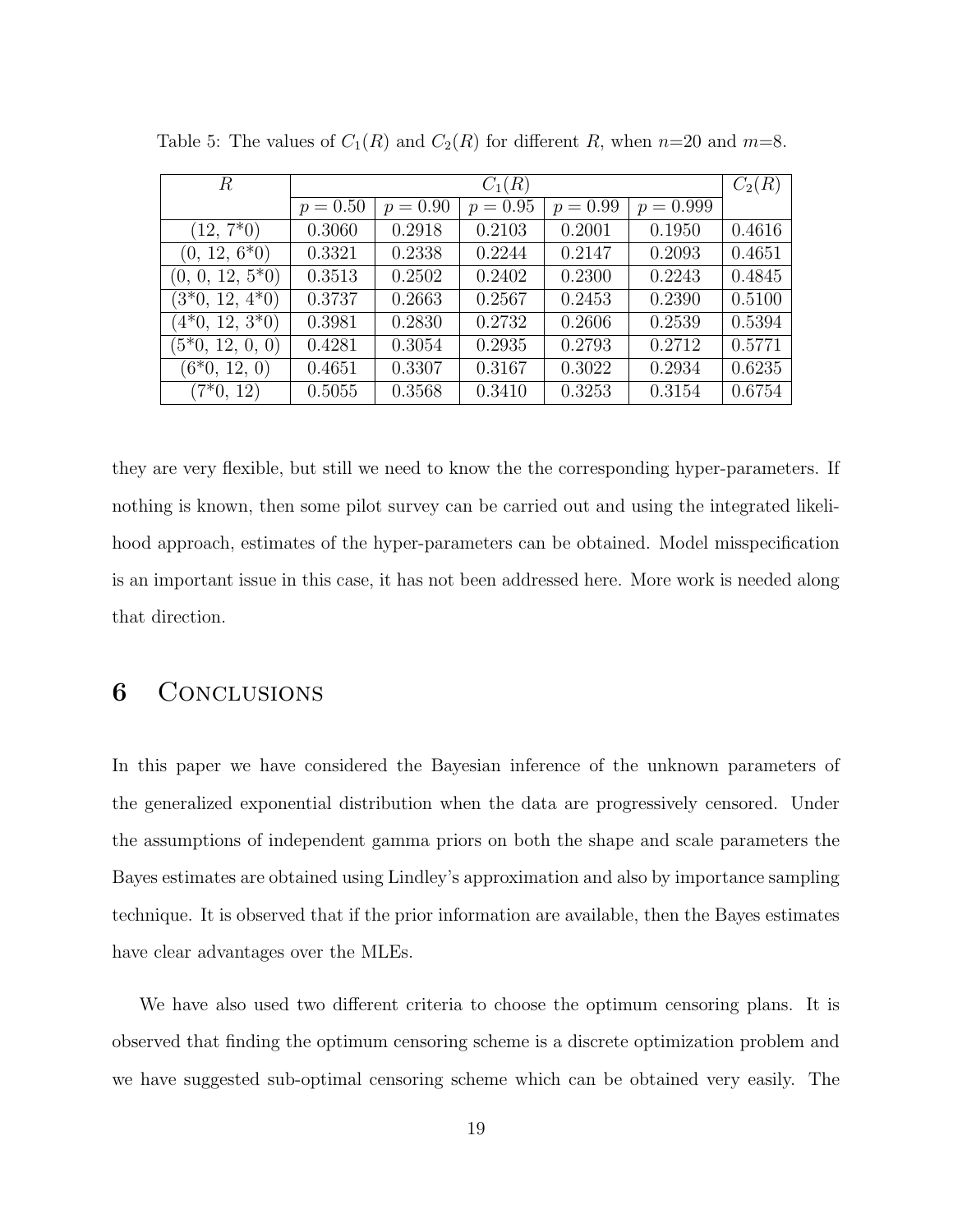Table 5: The values of $C_1(R)$ and $C_2(R)$ for different $R$, when $n$=20 and $m$=8.

| $R$ | $C_1(R)$ | | | | | $C_2(R)$ |
|---|---|---|---|---|---|---|
| | $p = 0.50$ | $p = 0.90$ | $p = 0.95$ | $p = 0.99$ | $p = 0.999$ | |
| (12, 7*0) | 0.3060 | 0.2918 | 0.2103 | 0.2001 | 0.1950 | 0.4616 |
| (0, 12, 6*0) | 0.3321 | 0.2338 | 0.2244 | 0.2147 | 0.2093 | 0.4651 |
| (0, 0, 12, 5*0) | 0.3513 | 0.2502 | 0.2402 | 0.2300 | 0.2243 | 0.4845 |
| (3*0, 12, 4*0) | 0.3737 | 0.2663 | 0.2567 | 0.2453 | 0.2390 | 0.5100 |
| (4*0, 12, 3*0) | 0.3981 | 0.2830 | 0.2732 | 0.2606 | 0.2539 | 0.5394 |
| (5*0, 12, 0, 0) | 0.4281 | 0.3054 | 0.2935 | 0.2793 | 0.2712 | 0.5771 |
| (6*0, 12, 0) | 0.4651 | 0.3307 | 0.3167 | 0.3022 | 0.2934 | 0.6235 |
| (7*0, 12) | 0.5055 | 0.3568 | 0.3410 | 0.3253 | 0.3154 | 0.6754 |

they are very flexible, but still we need to know the the corresponding hyper-parameters. If nothing is known, then some pilot survey can be carried out and using the integrated likelihood approach, estimates of the hyper-parameters can be obtained. Model misspecification is an important issue in this case, it has not been addressed here. More work is needed along that direction.

## 6 Conclusions

In this paper we have considered the Bayesian inference of the unknown parameters of the generalized exponential distribution when the data are progressively censored. Under the assumptions of independent gamma priors on both the shape and scale parameters the Bayes estimates are obtained using Lindley's approximation and also by importance sampling technique. It is observed that if the prior information are available, then the Bayes estimates have clear advantages over the MLEs.

We have also used two different criteria to choose the optimum censoring plans. It is observed that finding the optimum censoring scheme is a discrete optimization problem and we have suggested sub-optimal censoring scheme which can be obtained very easily. The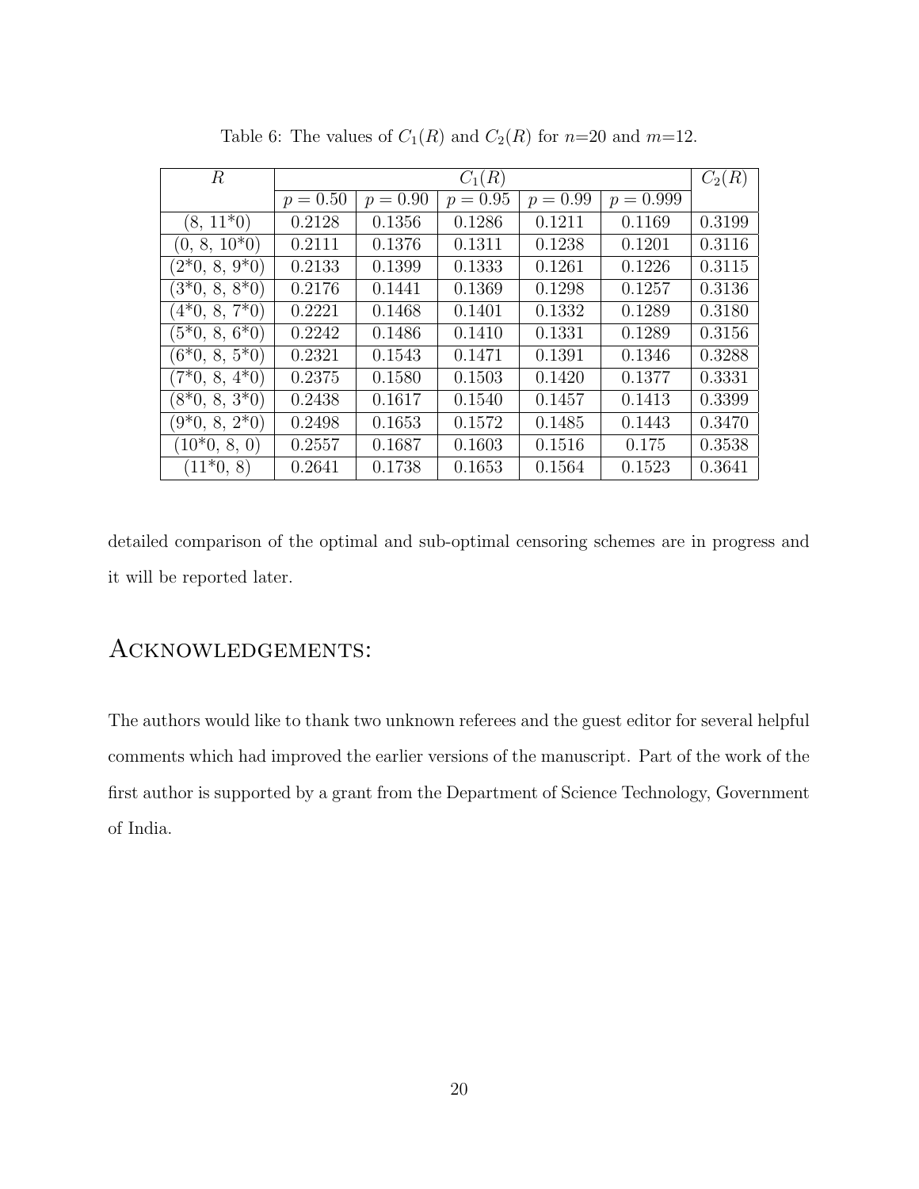Table 6: The values of $C_1(R)$ and $C_2(R)$ for $n$=20 and $m$=12.

| $R$ | $C_1(R)$ | | | | | $C_2(R)$ |
|---|---|---|---|---|---|---|
| | $p = 0.50$ | $p = 0.90$ | $p = 0.95$ | $p = 0.99$ | $p = 0.999$ | |
| (8, 11*0) | 0.2128 | 0.1356 | 0.1286 | 0.1211 | 0.1169 | 0.3199 |
| (0, 8, 10*0) | 0.2111 | 0.1376 | 0.1311 | 0.1238 | 0.1201 | 0.3116 |
| (2*0, 8, 9*0) | 0.2133 | 0.1399 | 0.1333 | 0.1261 | 0.1226 | 0.3115 |
| (3*0, 8, 8*0) | 0.2176 | 0.1441 | 0.1369 | 0.1298 | 0.1257 | 0.3136 |
| (4*0, 8, 7*0) | 0.2221 | 0.1468 | 0.1401 | 0.1332 | 0.1289 | 0.3180 |
| (5*0, 8, 6*0) | 0.2242 | 0.1486 | 0.1410 | 0.1331 | 0.1289 | 0.3156 |
| (6*0, 8, 5*0) | 0.2321 | 0.1543 | 0.1471 | 0.1391 | 0.1346 | 0.3288 |
| (7*0, 8, 4*0) | 0.2375 | 0.1580 | 0.1503 | 0.1420 | 0.1377 | 0.3331 |
| (8*0, 8, 3*0) | 0.2438 | 0.1617 | 0.1540 | 0.1457 | 0.1413 | 0.3399 |
| (9*0, 8, 2*0) | 0.2498 | 0.1653 | 0.1572 | 0.1485 | 0.1443 | 0.3470 |
| (10*0, 8, 0) | 0.2557 | 0.1687 | 0.1603 | 0.1516 | 0.175 | 0.3538 |
| (11*0, 8) | 0.2641 | 0.1738 | 0.1653 | 0.1564 | 0.1523 | 0.3641 |

detailed comparison of the optimal and sub-optimal censoring schemes are in progress and it will be reported later.

## Acknowledgements:

The authors would like to thank two unknown referees and the guest editor for several helpful comments which had improved the earlier versions of the manuscript. Part of the work of the first author is supported by a grant from the Department of Science Technology, Government of India.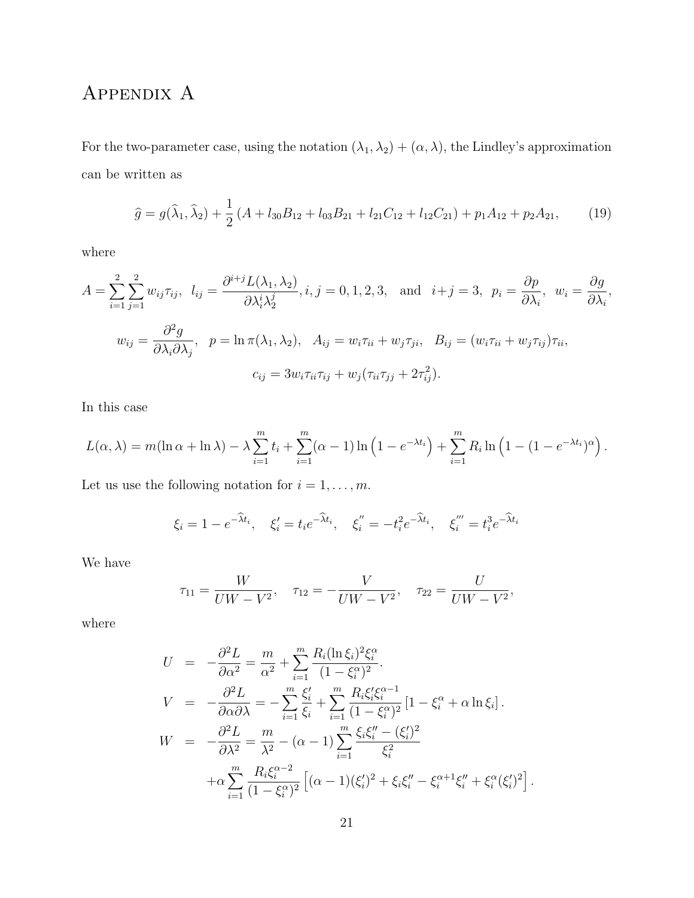# Appendix A

For the two-parameter case, using the notation $(\lambda_1, \lambda_2) + (\alpha, \lambda)$, the Lindley's approximation can be written as

$$\widehat{g} = g(\widehat{\lambda}_1, \widehat{\lambda}_2) + \frac{1}{2}\left(A + l_{30}B_{12} + l_{03}B_{21} + l_{21}C_{12} + l_{12}C_{21}\right) + p_1 A_{12} + p_2 A_{21}, \tag{19}$$

where

$$A = \sum_{i=1}^{2}\sum_{j=1}^{2} w_{ij}\tau_{ij}, \quad l_{ij} = \frac{\partial^{i+j} L(\lambda_1, \lambda_2)}{\partial \lambda_i^i \lambda_2^j}, i, j = 0, 1, 2, 3, \quad \text{and} \quad i+j = 3, \quad p_i = \frac{\partial p}{\partial \lambda_i}, \quad w_i = \frac{\partial g}{\partial \lambda_i},$$

$$w_{ij} = \frac{\partial^2 g}{\partial \lambda_i \partial \lambda_j}, \quad p = \ln \pi(\lambda_1, \lambda_2), \quad A_{ij} = w_i \tau_{ii} + w_j \tau_{ji}, \quad B_{ij} = (w_i \tau_{ii} + w_j \tau_{ij})\tau_{ii},$$

$$c_{ij} = 3 w_i \tau_{ii} \tau_{ij} + w_j(\tau_{ii}\tau_{jj} + 2\tau_{ij}^2).$$

In this case

$$L(\alpha, \lambda) = m(\ln \alpha + \ln \lambda) - \lambda \sum_{i=1}^{m} t_i + \sum_{i=1}^{m} (\alpha - 1) \ln\left(1 - e^{-\lambda t_i}\right) + \sum_{i=1}^{m} R_i \ln\left(1 - (1 - e^{-\lambda t_i})^{\alpha}\right).$$

Let us use the following notation for $i = 1, \ldots, m$.

$$\xi_i = 1 - e^{-\widehat{\lambda} t_i}, \quad \xi_i' = t_i e^{-\widehat{\lambda} t_i}, \quad \xi_i^{''} = -t_i^2 e^{-\widehat{\lambda} t_i}, \quad \xi_i^{'''} = t_i^3 e^{-\widehat{\lambda} t_i}$$

We have

$$\tau_{11} = \frac{W}{UW - V^2}, \quad \tau_{12} = -\frac{V}{UW - V^2}, \quad \tau_{22} = \frac{U}{UW - V^2},$$

where

$$\begin{aligned}
U &= -\frac{\partial^2 L}{\partial \alpha^2} = \frac{m}{\alpha^2} + \sum_{i=1}^{m} \frac{R_i (\ln \xi_i)^2 \xi_i^{\alpha}}{(1 - \xi_i^{\alpha})^2}. \\
V &= -\frac{\partial^2 L}{\partial \alpha \partial \lambda} = -\sum_{i=1}^{m} \frac{\xi_i'}{\xi_i} + \sum_{i=1}^{m} \frac{R_i \xi_i' \xi_i^{\alpha - 1}}{(1 - \xi_i^{\alpha})^2}\left[1 - \xi_i^{\alpha} + \alpha \ln \xi_i\right]. \\
W &= -\frac{\partial^2 L}{\partial \lambda^2} = \frac{m}{\lambda^2} - (\alpha - 1)\sum_{i=1}^{m} \frac{\xi_i \xi_i'' - (\xi_i')^2}{\xi_i^2} \\
&\quad + \alpha \sum_{i=1}^{m} \frac{R_i \xi_i^{\alpha - 2}}{(1 - \xi_i^{\alpha})^2}\left[(\alpha - 1)(\xi_i')^2 + \xi_i \xi_i'' - \xi_i^{\alpha+1}\xi_i'' + \xi_i^{\alpha}(\xi_i')^2\right].
\end{aligned}$$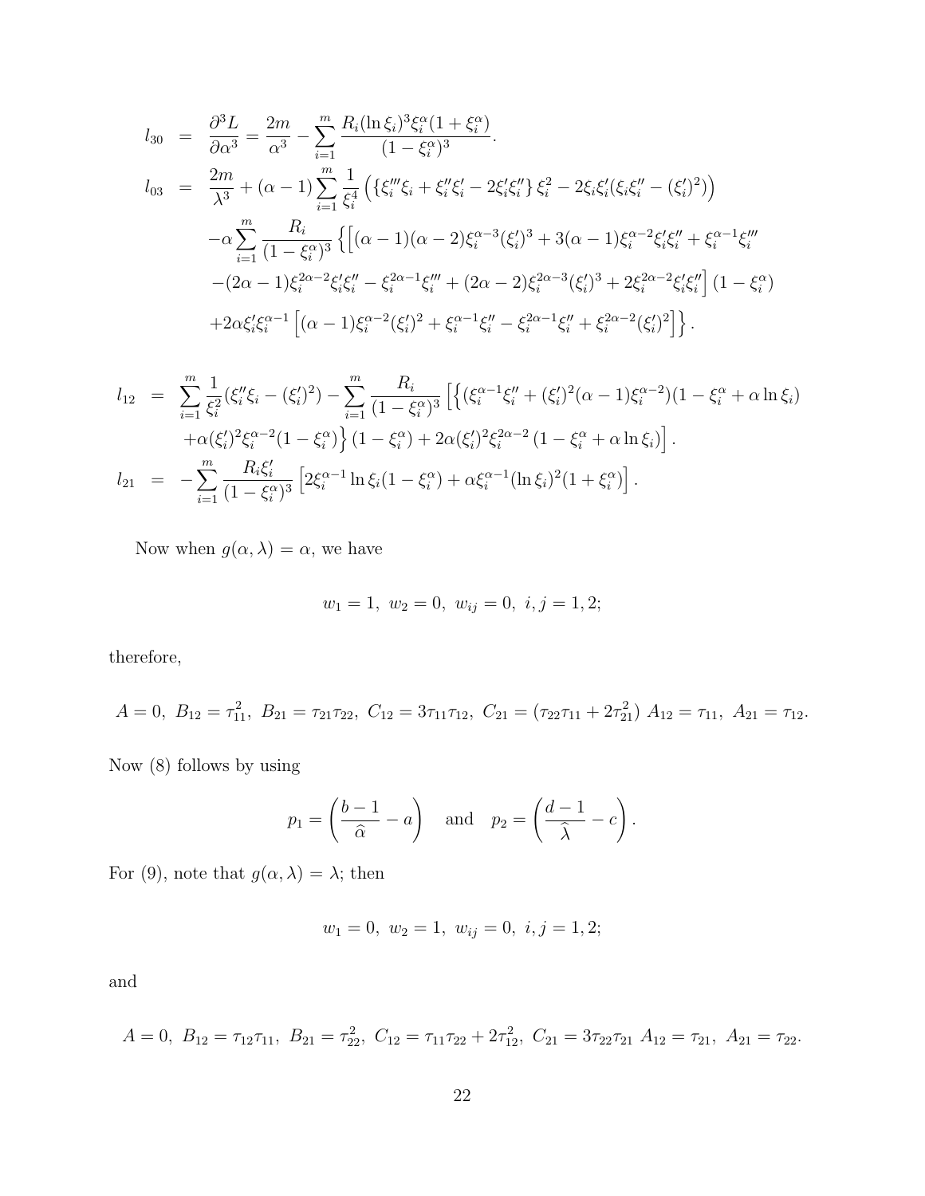$$
\begin{aligned}
l_{30} &= \frac{\partial^3 L}{\partial \alpha^3} = \frac{2m}{\alpha^3} - \sum_{i=1}^{m} \frac{R_i (\ln \xi_i)^3 \xi_i^\alpha (1+\xi_i^\alpha)}{(1-\xi_i^\alpha)^3}. \\
l_{03} &= \frac{2m}{\lambda^3} + (\alpha-1) \sum_{i=1}^{m} \frac{1}{\xi_i^4} \left( \left\{ \xi_i''' \xi_i + \xi_i'' \xi_i' - 2\xi_i' \xi_i'' \right\} \xi_i^2 - 2\xi_i \xi_i' (\xi_i \xi_i'' - (\xi_i')^2) \right) \\
&\quad - \alpha \sum_{i=1}^{m} \frac{R_i}{(1-\xi_i^\alpha)^3} \Big\{ \Big[ (\alpha-1)(\alpha-2)\xi_i^{\alpha-3} (\xi_i')^3 + 3(\alpha-1)\xi_i^{\alpha-2} \xi_i' \xi_i'' + \xi_i^{\alpha-1} \xi_i''' \\
&\quad - (2\alpha-1)\xi_i^{2\alpha-2} \xi_i' \xi_i'' - \xi_i^{2\alpha-1} \xi_i''' + (2\alpha-2)\xi_i^{2\alpha-3} (\xi_i')^3 + 2\xi_i^{2\alpha-2} \xi_i' \xi_i'' \Big] (1-\xi_i^\alpha) \\
&\quad + 2\alpha \xi_i' \xi_i^{\alpha-1} \Big[ (\alpha-1)\xi_i^{\alpha-2} (\xi_i')^2 + \xi_i^{\alpha-1} \xi_i'' - \xi_i^{2\alpha-1} \xi_i'' + \xi_i^{2\alpha-2} (\xi_i')^2 \Big] \Big\}.
\end{aligned}
$$

$$
\begin{aligned}
l_{12} &= \sum_{i=1}^{m} \frac{1}{\xi_i^2} (\xi_i'' \xi_i - (\xi_i')^2) - \sum_{i=1}^{m} \frac{R_i}{(1-\xi_i^\alpha)^3} \Big[ \Big\{ (\xi_i^{\alpha-1} \xi_i'' + (\xi_i')^2 (\alpha-1) \xi_i^{\alpha-2})(1-\xi_i^\alpha + \alpha \ln \xi_i) \\
&\quad + \alpha (\xi_i')^2 \xi_i^{\alpha-2} (1-\xi_i^\alpha) \Big\} (1-\xi_i^\alpha) + 2\alpha (\xi_i')^2 \xi_i^{2\alpha-2} (1-\xi_i^\alpha + \alpha \ln \xi_i) \Big]. \\
l_{21} &= -\sum_{i=1}^{m} \frac{R_i \xi_i'}{(1-\xi_i^\alpha)^3} \left[ 2\xi_i^{\alpha-1} \ln \xi_i (1-\xi_i^\alpha) + \alpha \xi_i^{\alpha-1} (\ln \xi_i)^2 (1+\xi_i^\alpha) \right].
\end{aligned}
$$

Now when $g(\alpha, \lambda) = \alpha$, we have

$$
w_1 = 1,\ w_2 = 0,\ w_{ij} = 0,\ i,j = 1,2;
$$

therefore,

$$
A = 0,\ B_{12} = \tau_{11}^2,\ B_{21} = \tau_{21}\tau_{22},\ C_{12} = 3\tau_{11}\tau_{12},\ C_{21} = (\tau_{22}\tau_{11} + 2\tau_{21}^2)\ A_{12} = \tau_{11},\ A_{21} = \tau_{12}.
$$

Now (8) follows by using

$$
p_1 = \left( \frac{b-1}{\widehat{\alpha}} - a \right) \quad \text{and} \quad p_2 = \left( \frac{d-1}{\widehat{\lambda}} - c \right).
$$

For (9), note that $g(\alpha, \lambda) = \lambda$; then

$$
w_1 = 0,\ w_2 = 1,\ w_{ij} = 0,\ i,j = 1,2;
$$

and

$$
A = 0,\ B_{12} = \tau_{12}\tau_{11},\ B_{21} = \tau_{22}^2,\ C_{12} = \tau_{11}\tau_{22} + 2\tau_{12}^2,\ C_{21} = 3\tau_{22}\tau_{21}\ A_{12} = \tau_{21},\ A_{21} = \tau_{22}.
$$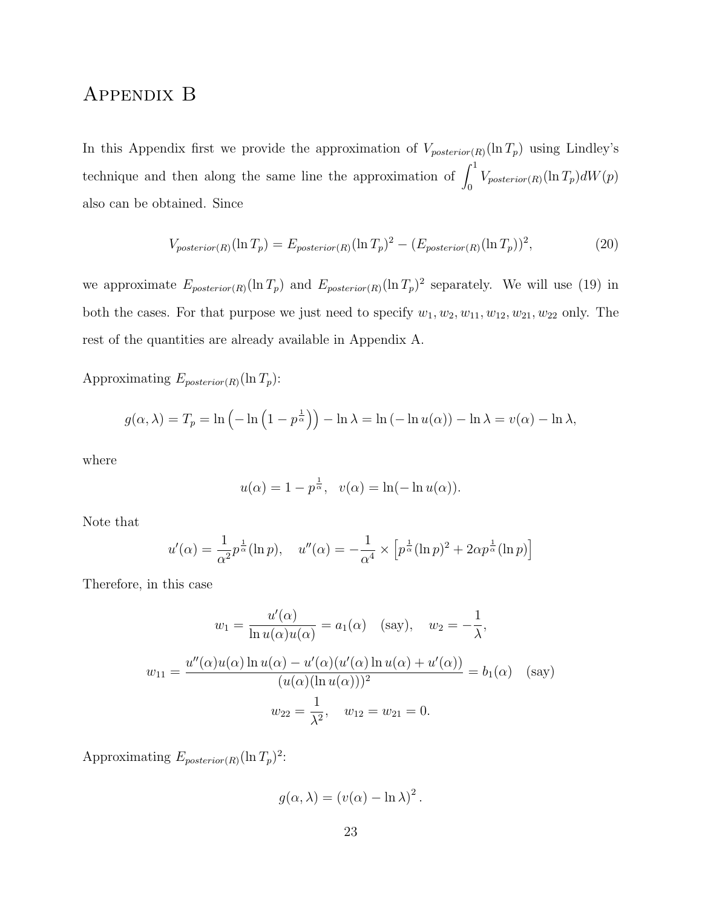# Appendix B

In this Appendix first we provide the approximation of $V_{posterior(R)}(\ln T_p)$ using Lindley's technique and then along the same line the approximation of $\int_0^1 V_{posterior(R)}(\ln T_p) dW(p)$ also can be obtained. Since

$$V_{posterior(R)}(\ln T_p) = E_{posterior(R)}(\ln T_p)^2 - (E_{posterior(R)}(\ln T_p))^2, \tag{20}$$

we approximate $E_{posterior(R)}(\ln T_p)$ and $E_{posterior(R)}(\ln T_p)^2$ separately. We will use (19) in both the cases. For that purpose we just need to specify $w_1, w_2, w_{11}, w_{12}, w_{21}, w_{22}$ only. The rest of the quantities are already available in Appendix A.

Approximating $E_{posterior(R)}(\ln T_p)$:

$$g(\alpha, \lambda) = T_p = \ln\left(-\ln\left(1 - p^{\frac{1}{\alpha}}\right)\right) - \ln\lambda = \ln\left(-\ln u(\alpha)\right) - \ln\lambda = v(\alpha) - \ln\lambda,$$

where

$$u(\alpha) = 1 - p^{\frac{1}{\alpha}}, \quad v(\alpha) = \ln(-\ln u(\alpha)).$$

Note that

$$u'(\alpha) = \frac{1}{\alpha^2} p^{\frac{1}{\alpha}} (\ln p), \quad u''(\alpha) = -\frac{1}{\alpha^4} \times \left[p^{\frac{1}{\alpha}} (\ln p)^2 + 2\alpha p^{\frac{1}{\alpha}} (\ln p)\right]$$

Therefore, in this case

$$w_1 = \frac{u'(\alpha)}{\ln u(\alpha) u(\alpha)} = a_1(\alpha) \quad \text{(say)}, \quad w_2 = -\frac{1}{\lambda},$$

$$w_{11} = \frac{u''(\alpha)u(\alpha)\ln u(\alpha) - u'(\alpha)(u'(\alpha)\ln u(\alpha) + u'(\alpha))}{(u(\alpha)(\ln u(\alpha)))^2} = b_1(\alpha) \quad \text{(say)}$$

$$w_{22} = \frac{1}{\lambda^2}, \quad w_{12} = w_{21} = 0.$$

Approximating $E_{posterior(R)}(\ln T_p)^2$:

$$g(\alpha, \lambda) = (v(\alpha) - \ln\lambda)^2.$$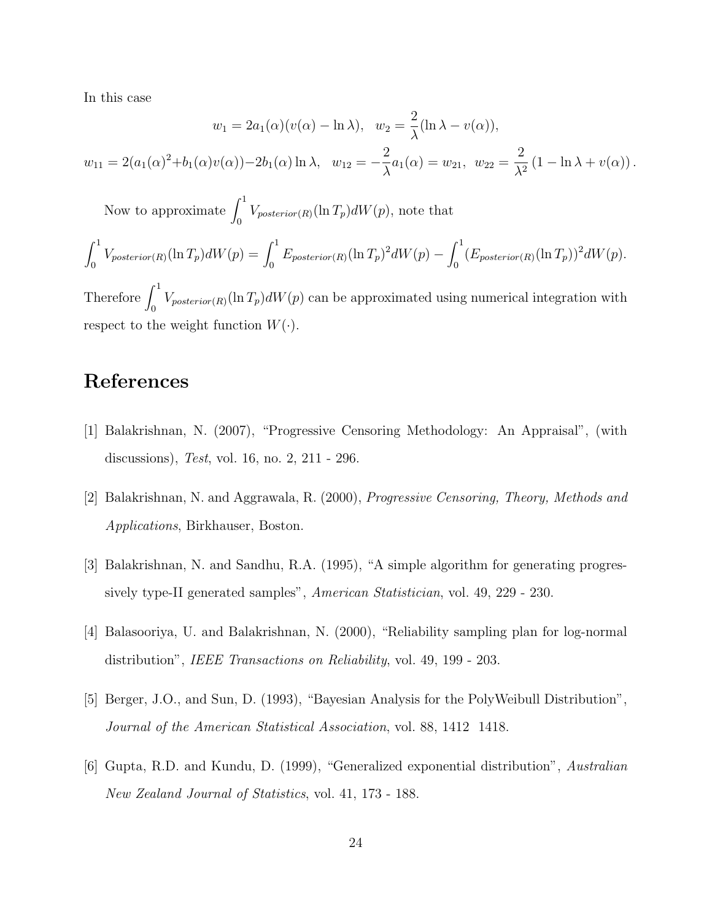In this case

$$w_1 = 2a_1(\alpha)(v(\alpha) - \ln \lambda), \quad w_2 = \frac{2}{\lambda}(\ln \lambda - v(\alpha)),$$

$$w_{11} = 2(a_1(\alpha)^2 + b_1(\alpha)v(\alpha)) - 2b_1(\alpha)\ln \lambda, \quad w_{12} = -\frac{2}{\lambda}a_1(\alpha) = w_{21}, \quad w_{22} = \frac{2}{\lambda^2}\left(1 - \ln \lambda + v(\alpha)\right).$$

Now to approximate $\int_0^1 V_{posterior(R)}(\ln T_p)dW(p)$, note that

$$\int_0^1 V_{posterior(R)}(\ln T_p)dW(p) = \int_0^1 E_{posterior(R)}(\ln T_p)^2 dW(p) - \int_0^1 (E_{posterior(R)}(\ln T_p))^2 dW(p).$$

Therefore $\int_0^1 V_{posterior(R)}(\ln T_p)dW(p)$ can be approximated using numerical integration with respect to the weight function $W(\cdot)$.

# References

[1] Balakrishnan, N. (2007), "Progressive Censoring Methodology: An Appraisal", (with discussions), *Test*, vol. 16, no. 2, 211 - 296.

[2] Balakrishnan, N. and Aggrawala, R. (2000), *Progressive Censoring, Theory, Methods and Applications*, Birkhauser, Boston.

[3] Balakrishnan, N. and Sandhu, R.A. (1995), "A simple algorithm for generating progressively type-II generated samples", *American Statistician*, vol. 49, 229 - 230.

[4] Balasooriya, U. and Balakrishnan, N. (2000), "Reliability sampling plan for log-normal distribution", *IEEE Transactions on Reliability*, vol. 49, 199 - 203.

[5] Berger, J.O., and Sun, D. (1993), "Bayesian Analysis for the PolyWeibull Distribution", *Journal of the American Statistical Association*, vol. 88, 1412 1418.

[6] Gupta, R.D. and Kundu, D. (1999), "Generalized exponential distribution", *Australian New Zealand Journal of Statistics*, vol. 41, 173 - 188.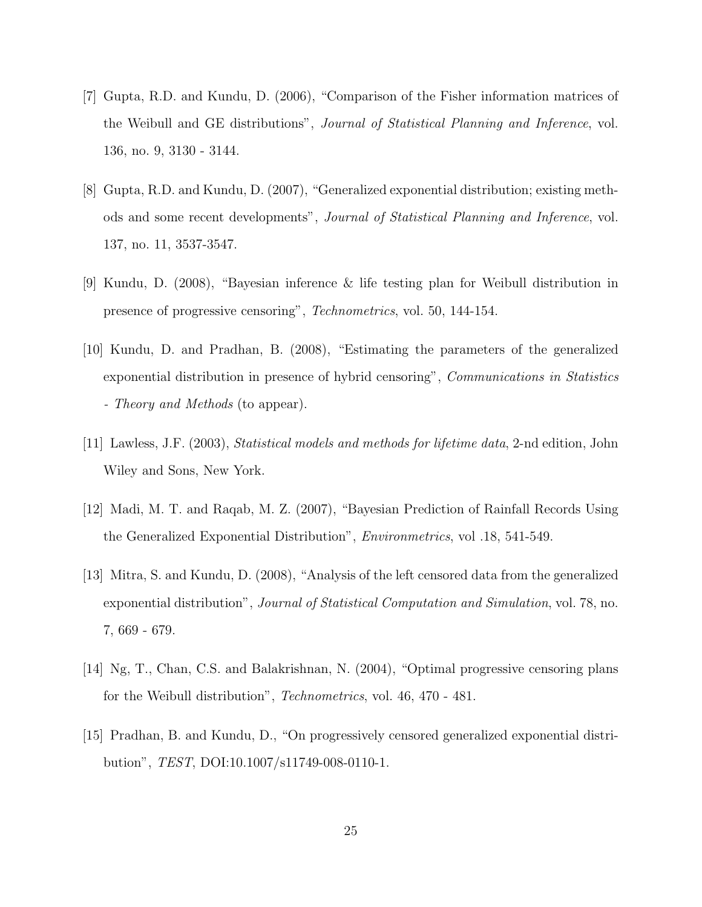[7] Gupta, R.D. and Kundu, D. (2006), "Comparison of the Fisher information matrices of the Weibull and GE distributions", *Journal of Statistical Planning and Inference*, vol. 136, no. 9, 3130 - 3144.

[8] Gupta, R.D. and Kundu, D. (2007), "Generalized exponential distribution; existing methods and some recent developments", *Journal of Statistical Planning and Inference*, vol. 137, no. 11, 3537-3547.

[9] Kundu, D. (2008), "Bayesian inference & life testing plan for Weibull distribution in presence of progressive censoring", *Technometrics*, vol. 50, 144-154.

[10] Kundu, D. and Pradhan, B. (2008), "Estimating the parameters of the generalized exponential distribution in presence of hybrid censoring", *Communications in Statistics - Theory and Methods* (to appear).

[11] Lawless, J.F. (2003), *Statistical models and methods for lifetime data*, 2-nd edition, John Wiley and Sons, New York.

[12] Madi, M. T. and Raqab, M. Z. (2007), "Bayesian Prediction of Rainfall Records Using the Generalized Exponential Distribution", *Environmetrics*, vol .18, 541-549.

[13] Mitra, S. and Kundu, D. (2008), "Analysis of the left censored data from the generalized exponential distribution", *Journal of Statistical Computation and Simulation*, vol. 78, no. 7, 669 - 679.

[14] Ng, T., Chan, C.S. and Balakrishnan, N. (2004), "Optimal progressive censoring plans for the Weibull distribution", *Technometrics*, vol. 46, 470 - 481.

[15] Pradhan, B. and Kundu, D., "On progressively censored generalized exponential distribution", *TEST*, DOI:10.1007/s11749-008-0110-1.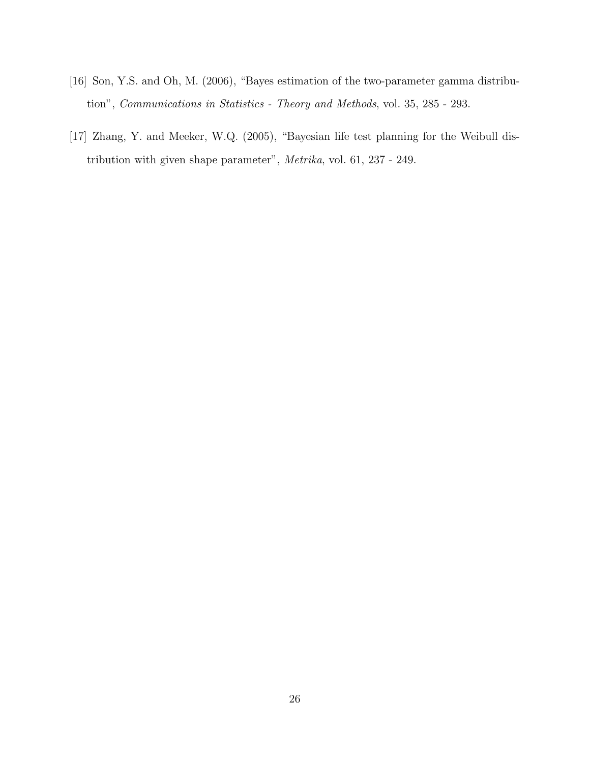[16] Son, Y.S. and Oh, M. (2006), "Bayes estimation of the two-parameter gamma distribution", *Communications in Statistics - Theory and Methods*, vol. 35, 285 - 293.

[17] Zhang, Y. and Meeker, W.Q. (2005), "Bayesian life test planning for the Weibull distribution with given shape parameter", *Metrika*, vol. 61, 237 - 249.